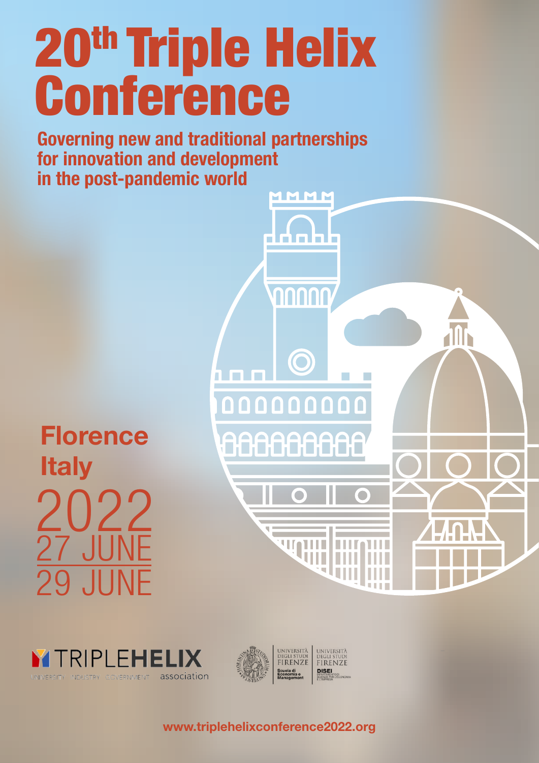# 20th Triple Helix Conference

**Governing new and traditional partnerships for innovation and development in the post-pandemic world**

**Florence**
**Italy**

2022
27 JUNE
29 JUNE

TRIPLEHELIX
UNIVERSITY · INDUSTRY · GOVERNMENT association

UNIVERSITÀ DEGLI STUDI FIRENZE
Scuola di Economia e Management

UNIVERSITÀ DEGLI STUDI FIRENZE
DISEI
DIPARTIMENTO DI SCIENZE PER L'ECONOMIA E L'IMPRESA

www.triplehelixconference2022.org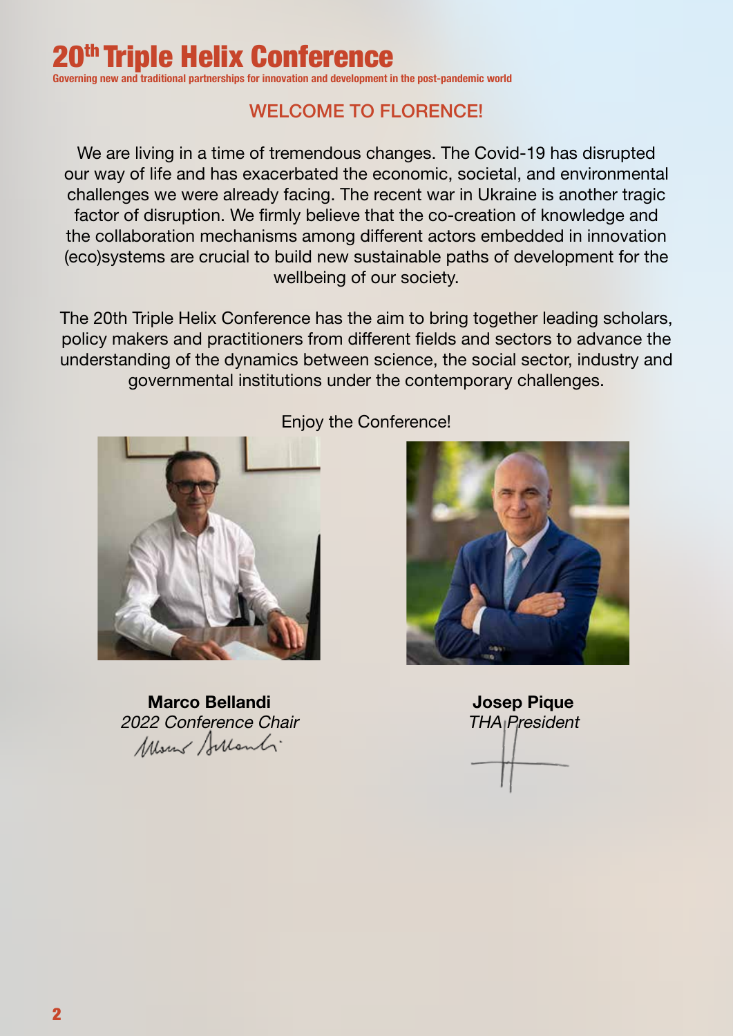# 20th Triple Helix Conference

Governing new and traditional partnerships for innovation and development in the post-pandemic world

## WELCOME TO FLORENCE!

We are living in a time of tremendous changes. The Covid-19 has disrupted our way of life and has exacerbated the economic, societal, and environmental challenges we were already facing. The recent war in Ukraine is another tragic factor of disruption. We firmly believe that the co-creation of knowledge and the collaboration mechanisms among different actors embedded in innovation (eco)systems are crucial to build new sustainable paths of development for the wellbeing of our society.

The 20th Triple Helix Conference has the aim to bring together leading scholars, policy makers and practitioners from different fields and sectors to advance the understanding of the dynamics between science, the social sector, industry and governmental institutions under the contemporary challenges.

Enjoy the Conference!

**Marco Bellandi**
*2022 Conference Chair*

**Josep Pique**
*THA President*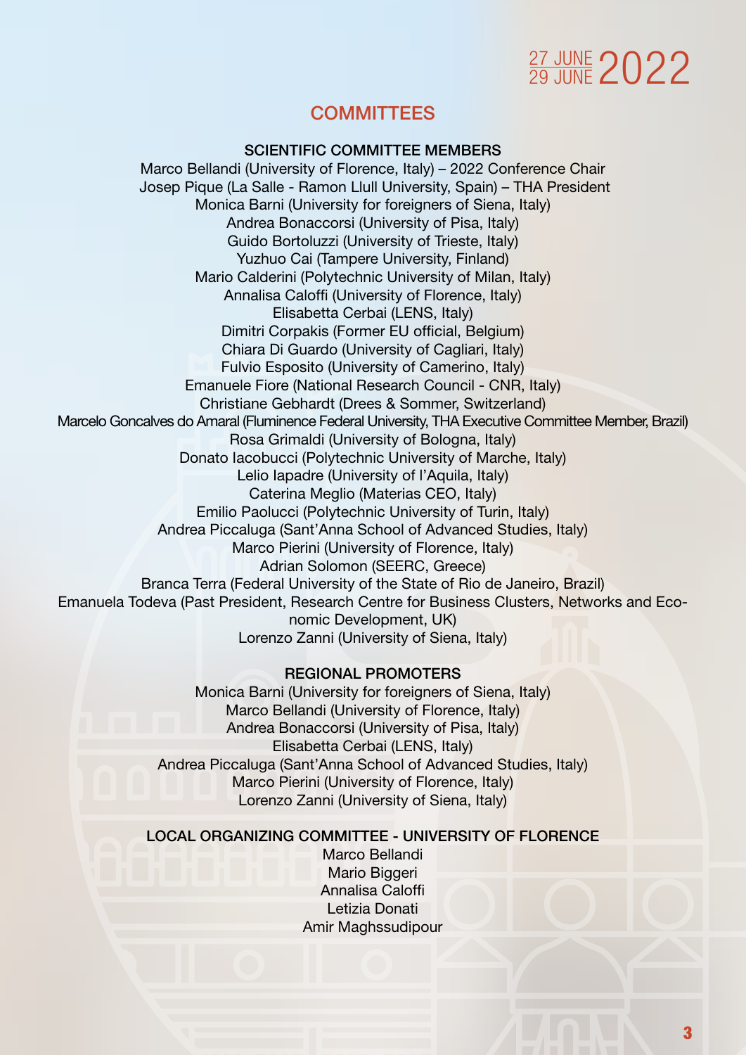## COMMITTEES

### SCIENTIFIC COMMITTEE MEMBERS

Marco Bellandi (University of Florence, Italy) – 2022 Conference Chair
Josep Pique (La Salle - Ramon Llull University, Spain) – THA President
Monica Barni (University for foreigners of Siena, Italy)
Andrea Bonaccorsi (University of Pisa, Italy)
Guido Bortoluzzi (University of Trieste, Italy)
Yuzhuo Cai (Tampere University, Finland)
Mario Calderini (Polytechnic University of Milan, Italy)
Annalisa Caloffi (University of Florence, Italy)
Elisabetta Cerbai (LENS, Italy)
Dimitri Corpakis (Former EU official, Belgium)
Chiara Di Guardo (University of Cagliari, Italy)
Fulvio Esposito (University of Camerino, Italy)
Emanuele Fiore (National Research Council - CNR, Italy)
Christiane Gebhardt (Drees & Sommer, Switzerland)
Marcelo Goncalves do Amaral (Fluminence Federal University, THA Executive Committee Member, Brazil)
Rosa Grimaldi (University of Bologna, Italy)
Donato Iacobucci (Polytechnic University of Marche, Italy)
Lelio Iapadre (University of l'Aquila, Italy)
Caterina Meglio (Materias CEO, Italy)
Emilio Paolucci (Polytechnic University of Turin, Italy)
Andrea Piccaluga (Sant'Anna School of Advanced Studies, Italy)
Marco Pierini (University of Florence, Italy)
Adrian Solomon (SEERC, Greece)
Branca Terra (Federal University of the State of Rio de Janeiro, Brazil)
Emanuela Todeva (Past President, Research Centre for Business Clusters, Networks and Economic Development, UK)
Lorenzo Zanni (University of Siena, Italy)

### REGIONAL PROMOTERS

Monica Barni (University for foreigners of Siena, Italy)
Marco Bellandi (University of Florence, Italy)
Andrea Bonaccorsi (University of Pisa, Italy)
Elisabetta Cerbai (LENS, Italy)
Andrea Piccaluga (Sant'Anna School of Advanced Studies, Italy)
Marco Pierini (University of Florence, Italy)
Lorenzo Zanni (University of Siena, Italy)

### LOCAL ORGANIZING COMMITTEE - UNIVERSITY OF FLORENCE

Marco Bellandi
Mario Biggeri
Annalisa Caloffi
Letizia Donati
Amir Maghssudipour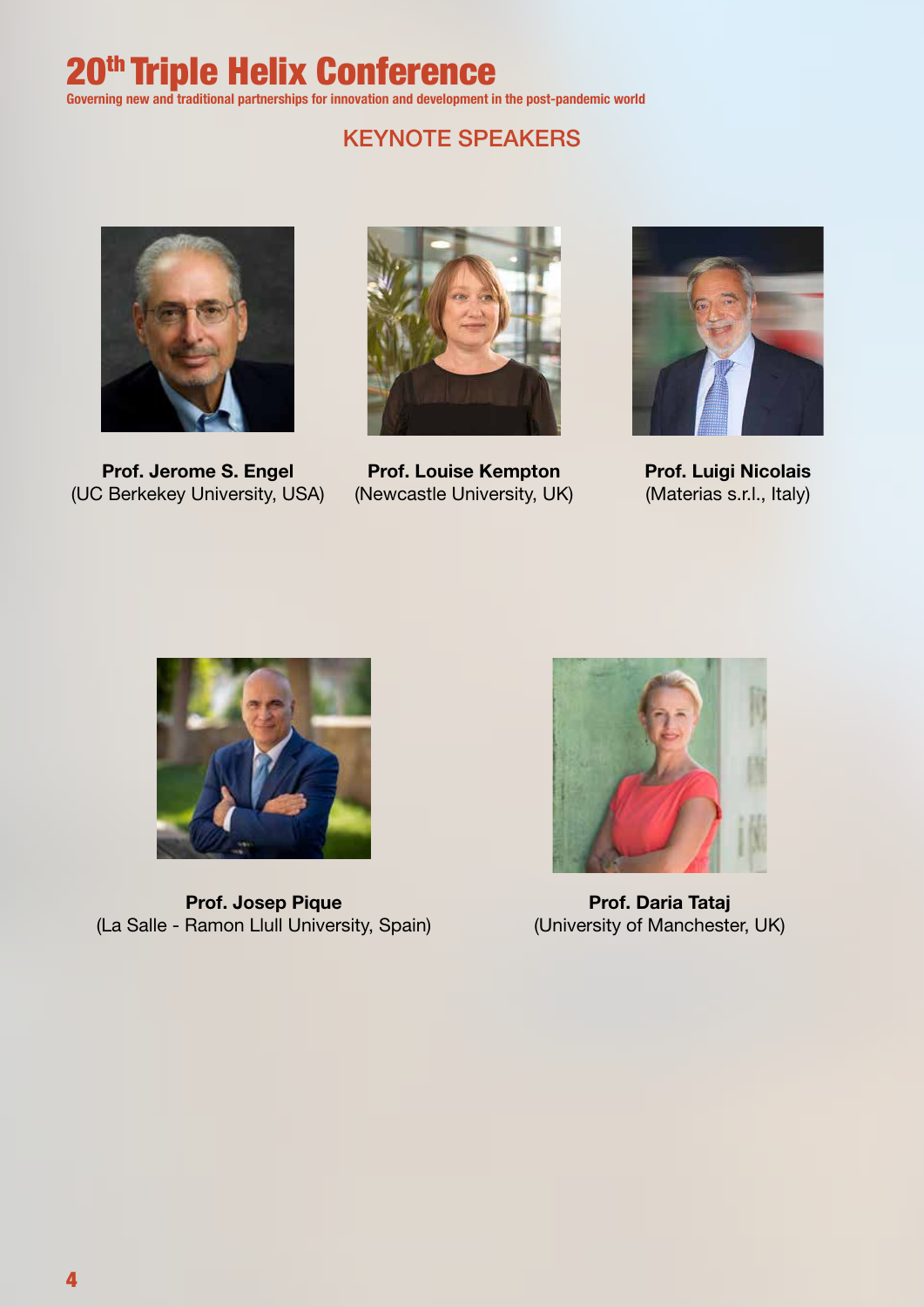# 20th Triple Helix Conference

**Governing new and traditional partnerships for innovation and development in the post-pandemic world**

## KEYNOTE SPEAKERS

**Prof. Jerome S. Engel**
(UC Berkekey University, USA)

**Prof. Louise Kempton**
(Newcastle University, UK)

**Prof. Luigi Nicolais**
(Materias s.r.l., Italy)

**Prof. Josep Pique**
(La Salle - Ramon Llull University, Spain)

**Prof. Daria Tataj**
(University of Manchester, UK)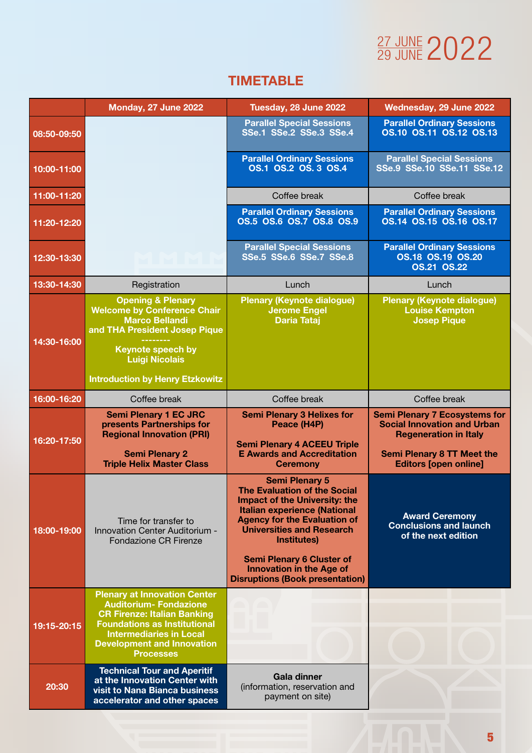27 JUNE
29 JUNE 2022

# TIMETABLE

| | Monday, 27 June 2022 | Tuesday, 28 June 2022 | Wednesday, 29 June 2022 |
|---|---|---|---|
| 08:50-09:50 | | **Parallel Special Sessions** SSe.1 SSe.2 SSe.3 SSe.4 | **Parallel Ordinary Sessions** OS.10 OS.11 OS.12 OS.13 |
| 10:00-11:00 | | **Parallel Ordinary Sessions** OS.1 OS.2 OS. 3 OS.4 | **Parallel Special Sessions** SSe.9 SSe.10 SSe.11 SSe.12 |
| 11:00-11:20 | | Coffee break | Coffee break |
| 11:20-12:20 | | **Parallel Ordinary Sessions** OS.5 OS.6 OS.7 OS.8 OS.9 | **Parallel Ordinary Sessions** OS.14 OS.15 OS.16 OS.17 |
| 12:30-13:30 | | **Parallel Special Sessions** SSe.5 SSe.6 SSe.7 SSe.8 | **Parallel Ordinary Sessions** OS.18 OS.19 OS.20 OS.21 OS.22 |
| 13:30-14:30 | Registration | Lunch | Lunch |
| 14:30-16:00 | **Opening & Plenary Welcome by Conference Chair Marco Bellandi and THA President Josep Pique** -------- **Keynote speech by Luigi Nicolais** **Introduction by Henry Etzkowitz** | **Plenary (Keynote dialogue) Jerome Engel Daria Tataj** | **Plenary (Keynote dialogue) Louise Kempton Josep Pique** |
| 16:00-16:20 | Coffee break | Coffee break | Coffee break |
| 16:20-17:50 | **Semi Plenary 1 EC JRC presents Partnerships for Regional Innovation (PRI)** **Semi Plenary 2 Triple Helix Master Class** | **Semi Plenary 3 Helixes for Peace (H4P)** **Semi Plenary 4 ACEEU Triple E Awards and Accreditation Ceremony** | **Semi Plenary 7 Ecosystems for Social Innovation and Urban Regeneration in Italy** **Semi Plenary 8 TT Meet the Editors [open online]** |
| 18:00-19:00 | Time for transfer to Innovation Center Auditorium - Fondazione CR Firenze | **Semi Plenary 5 The Evaluation of the Social Impact of the University: the Italian experience (National Agency for the Evaluation of Universities and Research Institutes)** **Semi Plenary 6 Cluster of Innovation in the Age of Disruptions (Book presentation)** | **Award Ceremony Conclusions and launch of the next edition** |
| 19:15-20:15 | **Plenary at Innovation Center Auditorium- Fondazione CR Firenze: Italian Banking Foundations as Institutional Intermediaries in Local Development and Innovation Processes** | | |
| 20:30 | **Technical Tour and Aperitif at the Innovation Center with visit to Nana Bianca business accelerator and other spaces** | **Gala dinner** (information, reservation and payment on site) | |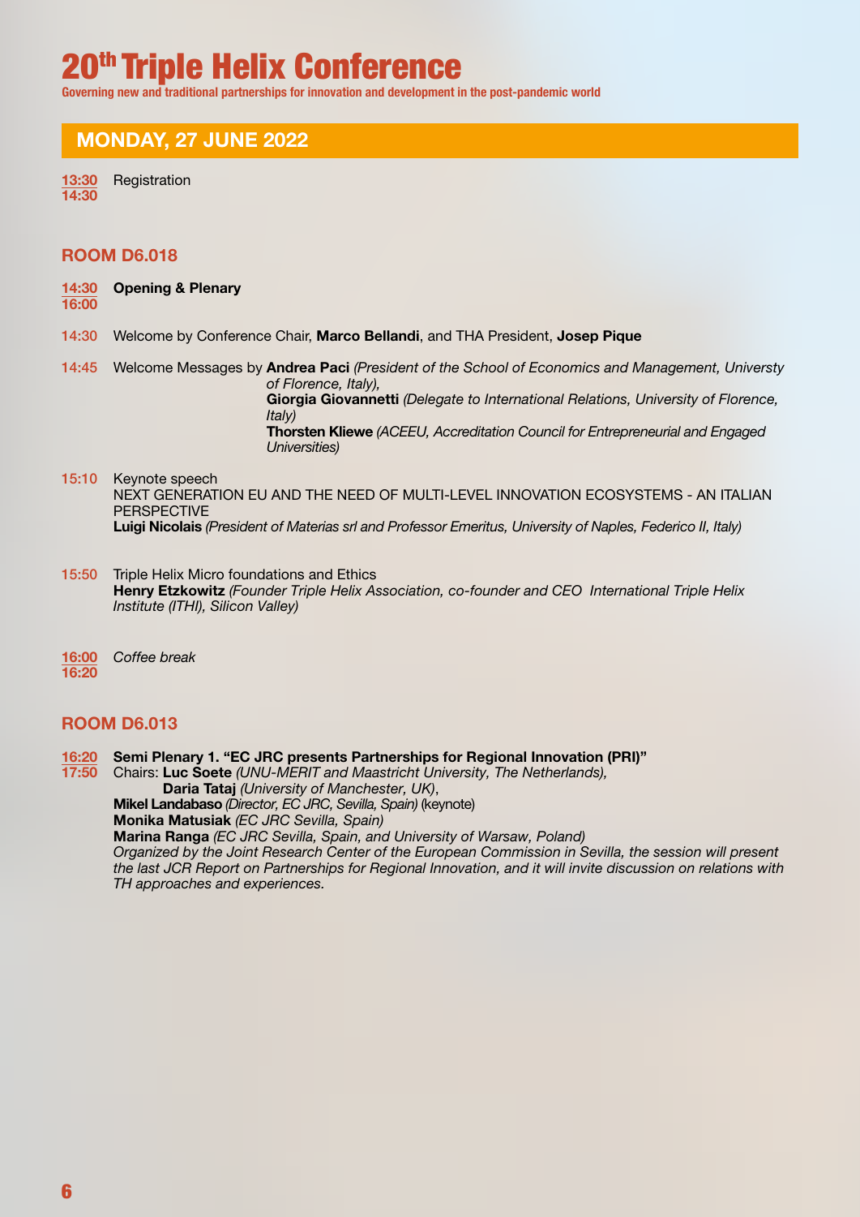# 20th Triple Helix Conference

**Governing new and traditional partnerships for innovation and development in the post-pandemic world**

## MONDAY, 27 JUNE 2022

**13:30 – 14:30** Registration

### ROOM D6.018

**14:30 – 16:00** **Opening & Plenary**

14:30 Welcome by Conference Chair, **Marco Bellandi**, and THA President, **Josep Pique**

14:45 Welcome Messages by **Andrea Paci** *(President of the School of Economics and Management, Universty of Florence, Italy),*
**Giorgia Giovannetti** *(Delegate to International Relations, University of Florence, Italy)*
**Thorsten Kliewe** *(ACEEU, Accreditation Council for Entrepreneurial and Engaged Universities)*

15:10 Keynote speech
NEXT GENERATION EU AND THE NEED OF MULTI-LEVEL INNOVATION ECOSYSTEMS - AN ITALIAN PERSPECTIVE
**Luigi Nicolais** *(President of Materias srl and Professor Emeritus, University of Naples, Federico II, Italy)*

15:50 Triple Helix Micro foundations and Ethics
**Henry Etzkowitz** *(Founder Triple Helix Association, co-founder and CEO International Triple Helix Institute (ITHI), Silicon Valley)*

**16:00 – 16:20** *Coffee break*

### ROOM D6.013

**16:20 – 17:50** **Semi Plenary 1. "EC JRC presents Partnerships for Regional Innovation (PRI)"**
Chairs: **Luc Soete** *(UNU-MERIT and Maastricht University, The Netherlands),*
**Daria Tataj** *(University of Manchester, UK)*,
**Mikel Landabaso** *(Director, EC JRC, Sevilla, Spain)* (keynote)
**Monika Matusiak** *(EC JRC Sevilla, Spain)*
**Marina Ranga** *(EC JRC Sevilla, Spain, and University of Warsaw, Poland)*
*Organized by the Joint Research Center of the European Commission in Sevilla, the session will present the last JCR Report on Partnerships for Regional Innovation, and it will invite discussion on relations with TH approaches and experiences.*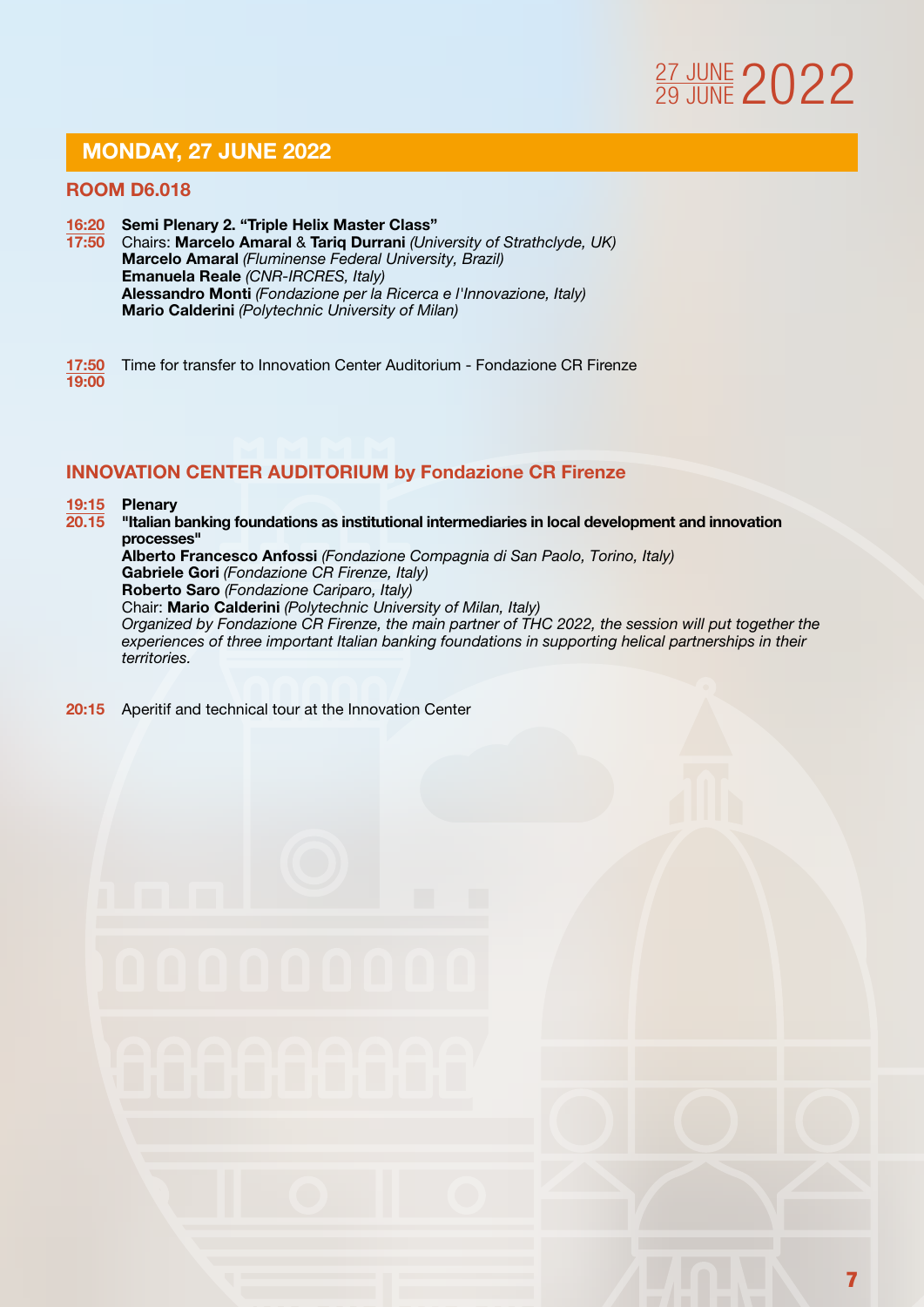## MONDAY, 27 JUNE 2022

### ROOM D6.018

**16:20–17:50** **Semi Plenary 2. “Triple Helix Master Class”**
Chairs: **Marcelo Amaral** & **Tariq Durrani** *(University of Strathclyde, UK)*
**Marcelo Amaral** *(Fluminense Federal University, Brazil)*
**Emanuela Reale** *(CNR-IRCRES, Italy)*
**Alessandro Monti** *(Fondazione per la Ricerca e l'Innovazione, Italy)*
**Mario Calderini** *(Polytechnic University of Milan)*

**17:50–19:00** Time for transfer to Innovation Center Auditorium - Fondazione CR Firenze

### INNOVATION CENTER AUDITORIUM by Fondazione CR Firenze

**19:15–20.15** **Plenary**
**"Italian banking foundations as institutional intermediaries in local development and innovation processes"**
**Alberto Francesco Anfossi** *(Fondazione Compagnia di San Paolo, Torino, Italy)*
**Gabriele Gori** *(Fondazione CR Firenze, Italy)*
**Roberto Saro** *(Fondazione Cariparo, Italy)*
Chair: **Mario Calderini** *(Polytechnic University of Milan, Italy)*
*Organized by Fondazione CR Firenze, the main partner of THC 2022, the session will put together the experiences of three important Italian banking foundations in supporting helical partnerships in their territories.*

**20:15** Aperitif and technical tour at the Innovation Center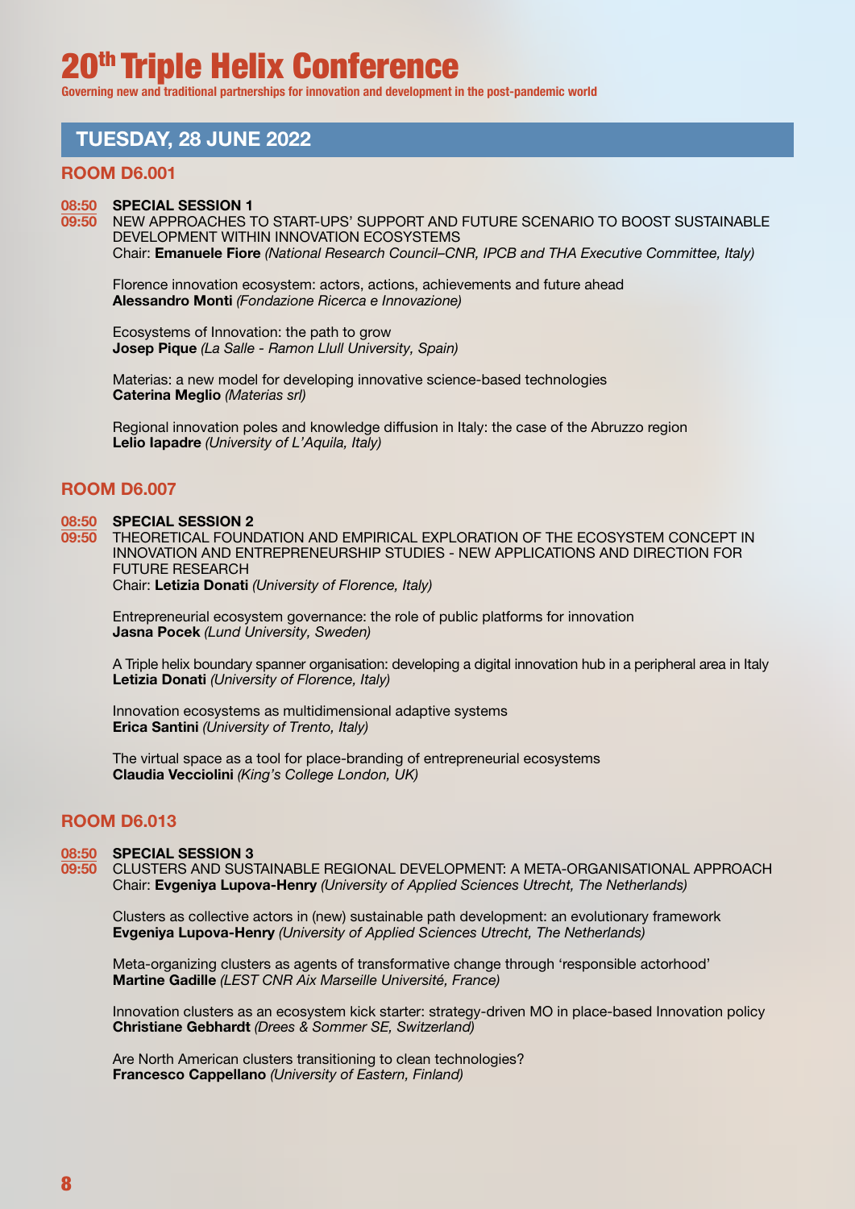# 20[th] Triple Helix Conference

**Governing new and traditional partnerships for innovation and development in the post-pandemic world**

## TUESDAY, 28 JUNE 2022

### ROOM D6.001

**08:50**
**09:50**

**SPECIAL SESSION 1**
NEW APPROACHES TO START-UPS' SUPPORT AND FUTURE SCENARIO TO BOOST SUSTAINABLE DEVELOPMENT WITHIN INNOVATION ECOSYSTEMS
Chair: **Emanuele Fiore** *(National Research Council–CNR, IPCB and THA Executive Committee, Italy)*

Florence innovation ecosystem: actors, actions, achievements and future ahead
**Alessandro Monti** *(Fondazione Ricerca e Innovazione)*

Ecosystems of Innovation: the path to grow
**Josep Pique** *(La Salle - Ramon Llull University, Spain)*

Materias: a new model for developing innovative science-based technologies
**Caterina Meglio** *(Materias srl)*

Regional innovation poles and knowledge diffusion in Italy: the case of the Abruzzo region
**Lelio Iapadre** *(University of L'Aquila, Italy)*

### ROOM D6.007

**08:50**
**09:50**

**SPECIAL SESSION 2**
THEORETICAL FOUNDATION AND EMPIRICAL EXPLORATION OF THE ECOSYSTEM CONCEPT IN INNOVATION AND ENTREPRENEURSHIP STUDIES - NEW APPLICATIONS AND DIRECTION FOR FUTURE RESEARCH
Chair: **Letizia Donati** *(University of Florence, Italy)*

Entrepreneurial ecosystem governance: the role of public platforms for innovation
**Jasna Pocek** *(Lund University, Sweden)*

A Triple helix boundary spanner organisation: developing a digital innovation hub in a peripheral area in Italy
**Letizia Donati** *(University of Florence, Italy)*

Innovation ecosystems as multidimensional adaptive systems
**Erica Santini** *(University of Trento, Italy)*

The virtual space as a tool for place-branding of entrepreneurial ecosystems
**Claudia Vecciolini** *(King's College London, UK)*

### ROOM D6.013

**08:50**
**09:50**

**SPECIAL SESSION 3**
CLUSTERS AND SUSTAINABLE REGIONAL DEVELOPMENT: A META-ORGANISATIONAL APPROACH
Chair: **Evgeniya Lupova-Henry** *(University of Applied Sciences Utrecht, The Netherlands)*

Clusters as collective actors in (new) sustainable path development: an evolutionary framework
**Evgeniya Lupova-Henry** *(University of Applied Sciences Utrecht, The Netherlands)*

Meta-organizing clusters as agents of transformative change through 'responsible actorhood'
**Martine Gadille** *(LEST CNR Aix Marseille Université, France)*

Innovation clusters as an ecosystem kick starter: strategy-driven MO in place-based Innovation policy
**Christiane Gebhardt** *(Drees & Sommer SE, Switzerland)*

Are North American clusters transitioning to clean technologies?
**Francesco Cappellano** *(University of Eastern, Finland)*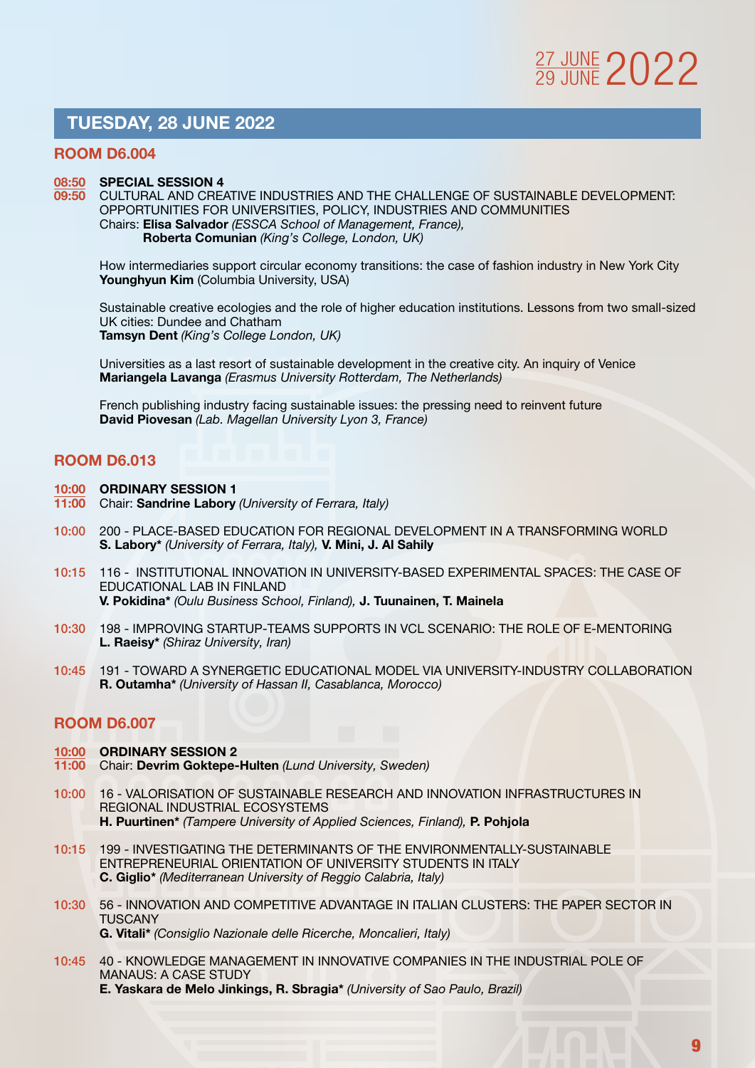## TUESDAY, 28 JUNE 2022

### ROOM D6.004

**08:50 – 09:50** **SPECIAL SESSION 4**
CULTURAL AND CREATIVE INDUSTRIES AND THE CHALLENGE OF SUSTAINABLE DEVELOPMENT: OPPORTUNITIES FOR UNIVERSITIES, POLICY, INDUSTRIES AND COMMUNITIES
Chairs: **Elisa Salvador** *(ESSCA School of Management, France),*
**Roberta Comunian** *(King's College, London, UK)*

How intermediaries support circular economy transitions: the case of fashion industry in New York City
**Younghyun Kim** (Columbia University, USA)

Sustainable creative ecologies and the role of higher education institutions. Lessons from two small-sized UK cities: Dundee and Chatham
**Tamsyn Dent** *(King's College London, UK)*

Universities as a last resort of sustainable development in the creative city. An inquiry of Venice
**Mariangela Lavanga** *(Erasmus University Rotterdam, The Netherlands)*

French publishing industry facing sustainable issues: the pressing need to reinvent future
**David Piovesan** *(Lab. Magellan University Lyon 3, France)*

### ROOM D6.013

**10:00 – 11:00** **ORDINARY SESSION 1**
Chair: **Sandrine Labory** *(University of Ferrara, Italy)*

**10:00** 200 - PLACE-BASED EDUCATION FOR REGIONAL DEVELOPMENT IN A TRANSFORMING WORLD
**S. Labory*** *(University of Ferrara, Italy),* **V. Mini, J. Al Sahily**

**10:15** 116 - INSTITUTIONAL INNOVATION IN UNIVERSITY-BASED EXPERIMENTAL SPACES: THE CASE OF EDUCATIONAL LAB IN FINLAND
**V. Pokidina*** *(Oulu Business School, Finland),* **J. Tuunainen, T. Mainela**

**10:30** 198 - IMPROVING STARTUP-TEAMS SUPPORTS IN VCL SCENARIO: THE ROLE OF E-MENTORING
**L. Raeisy*** *(Shiraz University, Iran)*

**10:45** 191 - TOWARD A SYNERGETIC EDUCATIONAL MODEL VIA UNIVERSITY-INDUSTRY COLLABORATION
**R. Outamha*** *(University of Hassan II, Casablanca, Morocco)*

### ROOM D6.007

**10:00 – 11:00** **ORDINARY SESSION 2**
Chair: **Devrim Goktepe-Hulten** *(Lund University, Sweden)*

**10:00** 16 - VALORISATION OF SUSTAINABLE RESEARCH AND INNOVATION INFRASTRUCTURES IN REGIONAL INDUSTRIAL ECOSYSTEMS
**H. Puurtinen*** *(Tampere University of Applied Sciences, Finland),* **P. Pohjola**

**10:15** 199 - INVESTIGATING THE DETERMINANTS OF THE ENVIRONMENTALLY-SUSTAINABLE ENTREPRENEURIAL ORIENTATION OF UNIVERSITY STUDENTS IN ITALY
**C. Giglio*** *(Mediterranean University of Reggio Calabria, Italy)*

**10:30** 56 - INNOVATION AND COMPETITIVE ADVANTAGE IN ITALIAN CLUSTERS: THE PAPER SECTOR IN TUSCANY
**G. Vitali*** *(Consiglio Nazionale delle Ricerche, Moncalieri, Italy)*

**10:45** 40 - KNOWLEDGE MANAGEMENT IN INNOVATIVE COMPANIES IN THE INDUSTRIAL POLE OF MANAUS: A CASE STUDY
**E. Yaskara de Melo Jinkings, R. Sbragia*** *(University of Sao Paulo, Brazil)*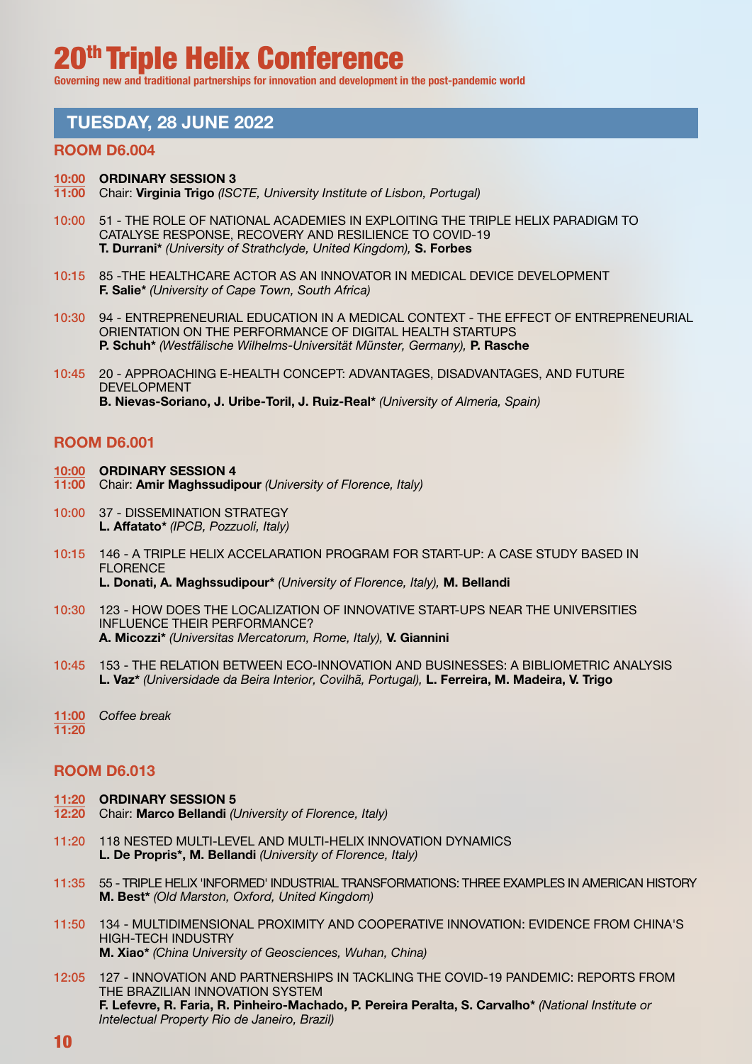# 20th Triple Helix Conference

**Governing new and traditional partnerships for innovation and development in the post-pandemic world**

## TUESDAY, 28 JUNE 2022

### ROOM D6.004

**10:00 – 11:00** **ORDINARY SESSION 3**
Chair: **Virginia Trigo** *(ISCTE, University Institute of Lisbon, Portugal)*

**10:00** 51 - THE ROLE OF NATIONAL ACADEMIES IN EXPLOITING THE TRIPLE HELIX PARADIGM TO CATALYSE RESPONSE, RECOVERY AND RESILIENCE TO COVID-19
**T. Durrani*** *(University of Strathclyde, United Kingdom),* **S. Forbes**

**10:15** 85 -THE HEALTHCARE ACTOR AS AN INNOVATOR IN MEDICAL DEVICE DEVELOPMENT
**F. Salie*** *(University of Cape Town, South Africa)*

**10:30** 94 - ENTREPRENEURIAL EDUCATION IN A MEDICAL CONTEXT - THE EFFECT OF ENTREPRENEURIAL ORIENTATION ON THE PERFORMANCE OF DIGITAL HEALTH STARTUPS
**P. Schuh*** *(Westfälische Wilhelms-Universität Münster, Germany),* **P. Rasche**

**10:45** 20 - APPROACHING E-HEALTH CONCEPT: ADVANTAGES, DISADVANTAGES, AND FUTURE DEVELOPMENT
**B. Nievas-Soriano, J. Uribe-Toril, J. Ruiz-Real*** *(University of Almeria, Spain)*

### ROOM D6.001

**10:00 – 11:00** **ORDINARY SESSION 4**
Chair: **Amir Maghssudipour** *(University of Florence, Italy)*

**10:00** 37 - DISSEMINATION STRATEGY
**L. Affatato*** *(IPCB, Pozzuoli, Italy)*

**10:15** 146 - A TRIPLE HELIX ACCELARATION PROGRAM FOR START-UP: A CASE STUDY BASED IN FLORENCE
**L. Donati, A. Maghssudipour*** *(University of Florence, Italy),* **M. Bellandi**

**10:30** 123 - HOW DOES THE LOCALIZATION OF INNOVATIVE START-UPS NEAR THE UNIVERSITIES INFLUENCE THEIR PERFORMANCE?
**A. Micozzi*** *(Universitas Mercatorum, Rome, Italy),* **V. Giannini**

**10:45** 153 - THE RELATION BETWEEN ECO-INNOVATION AND BUSINESSES: A BIBLIOMETRIC ANALYSIS
**L. Vaz*** *(Universidade da Beira Interior, Covilhã, Portugal),* **L. Ferreira, M. Madeira, V. Trigo**

**11:00 – 11:20** *Coffee break*

### ROOM D6.013

**11:20 – 12:20** **ORDINARY SESSION 5**
Chair: **Marco Bellandi** *(University of Florence, Italy)*

**11:20** 118 NESTED MULTI-LEVEL AND MULTI-HELIX INNOVATION DYNAMICS
**L. De Propris*, M. Bellandi** *(University of Florence, Italy)*

**11:35** 55 - TRIPLE HELIX 'INFORMED' INDUSTRIAL TRANSFORMATIONS: THREE EXAMPLES IN AMERICAN HISTORY
**M. Best*** *(Old Marston, Oxford, United Kingdom)*

**11:50** 134 - MULTIDIMENSIONAL PROXIMITY AND COOPERATIVE INNOVATION: EVIDENCE FROM CHINA'S HIGH-TECH INDUSTRY
**M. Xiao*** *(China University of Geosciences, Wuhan, China)*

**12:05** 127 - INNOVATION AND PARTNERSHIPS IN TACKLING THE COVID-19 PANDEMIC: REPORTS FROM THE BRAZILIAN INNOVATION SYSTEM
**F. Lefevre, R. Faria, R. Pinheiro-Machado, P. Pereira Peralta, S. Carvalho*** *(National Institute or Intelectual Property Rio de Janeiro, Brazil)*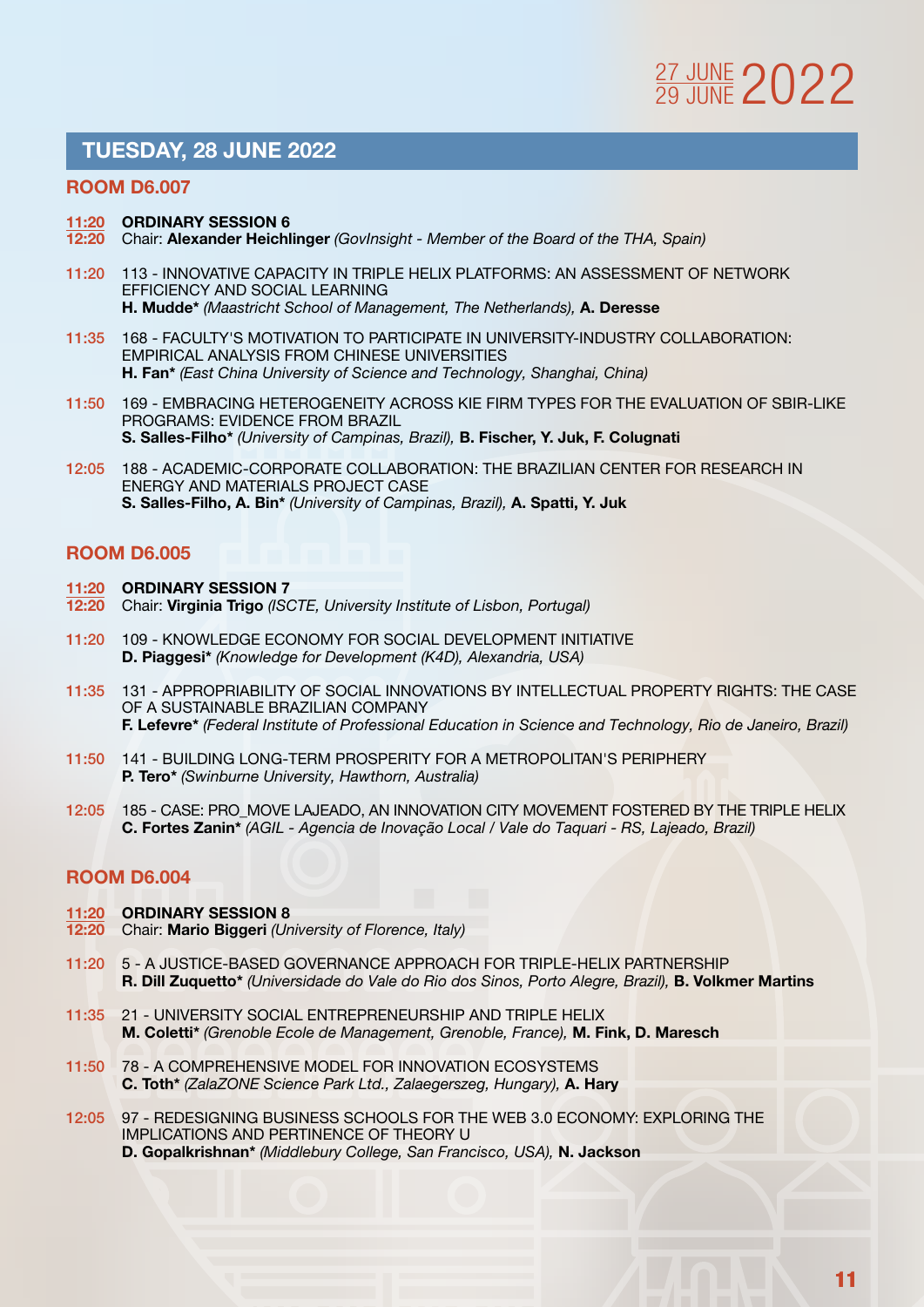## TUESDAY, 28 JUNE 2022

### ROOM D6.007

**11:20 – 12:20 ORDINARY SESSION 6**
Chair: **Alexander Heichlinger** *(GovInsight - Member of the Board of the THA, Spain)*

**11:20** 113 - INNOVATIVE CAPACITY IN TRIPLE HELIX PLATFORMS: AN ASSESSMENT OF NETWORK EFFICIENCY AND SOCIAL LEARNING
**H. Mudde*** *(Maastricht School of Management, The Netherlands),* **A. Deresse**

**11:35** 168 - FACULTY'S MOTIVATION TO PARTICIPATE IN UNIVERSITY-INDUSTRY COLLABORATION: EMPIRICAL ANALYSIS FROM CHINESE UNIVERSITIES
**H. Fan*** *(East China University of Science and Technology, Shanghai, China)*

**11:50** 169 - EMBRACING HETEROGENEITY ACROSS KIE FIRM TYPES FOR THE EVALUATION OF SBIR-LIKE PROGRAMS: EVIDENCE FROM BRAZIL
**S. Salles-Filho*** *(University of Campinas, Brazil),* **B. Fischer, Y. Juk, F. Colugnati**

**12:05** 188 - ACADEMIC-CORPORATE COLLABORATION: THE BRAZILIAN CENTER FOR RESEARCH IN ENERGY AND MATERIALS PROJECT CASE
**S. Salles-Filho, A. Bin*** *(University of Campinas, Brazil),* **A. Spatti, Y. Juk**

### ROOM D6.005

**11:20 – 12:20 ORDINARY SESSION 7**
Chair: **Virginia Trigo** *(ISCTE, University Institute of Lisbon, Portugal)*

**11:20** 109 - KNOWLEDGE ECONOMY FOR SOCIAL DEVELOPMENT INITIATIVE
**D. Piaggesi*** *(Knowledge for Development (K4D), Alexandria, USA)*

**11:35** 131 - APPROPRIABILITY OF SOCIAL INNOVATIONS BY INTELLECTUAL PROPERTY RIGHTS: THE CASE OF A SUSTAINABLE BRAZILIAN COMPANY
**F. Lefevre*** *(Federal Institute of Professional Education in Science and Technology, Rio de Janeiro, Brazil)*

**11:50** 141 - BUILDING LONG-TERM PROSPERITY FOR A METROPOLITAN'S PERIPHERY
**P. Tero*** *(Swinburne University, Hawthorn, Australia)*

**12:05** 185 - CASE: PRO_MOVE LAJEADO, AN INNOVATION CITY MOVEMENT FOSTERED BY THE TRIPLE HELIX
**C. Fortes Zanin*** *(AGIL - Agencia de Inovação Local / Vale do Taquari - RS, Lajeado, Brazil)*

### ROOM D6.004

**11:20 – 12:20 ORDINARY SESSION 8**
Chair: **Mario Biggeri** *(University of Florence, Italy)*

**11:20** 5 - A JUSTICE-BASED GOVERNANCE APPROACH FOR TRIPLE-HELIX PARTNERSHIP
**R. Dill Zuquetto*** *(Universidade do Vale do Rio dos Sinos, Porto Alegre, Brazil),* **B. Volkmer Martins**

**11:35** 21 - UNIVERSITY SOCIAL ENTREPRENEURSHIP AND TRIPLE HELIX
**M. Coletti*** *(Grenoble Ecole de Management, Grenoble, France),* **M. Fink, D. Maresch**

**11:50** 78 - A COMPREHENSIVE MODEL FOR INNOVATION ECOSYSTEMS
**C. Toth*** *(ZalaZONE Science Park Ltd., Zalaegerszeg, Hungary),* **A. Hary**

**12:05** 97 - REDESIGNING BUSINESS SCHOOLS FOR THE WEB 3.0 ECONOMY: EXPLORING THE IMPLICATIONS AND PERTINENCE OF THEORY U
**D. Gopalkrishnan*** *(Middlebury College, San Francisco, USA),* **N. Jackson**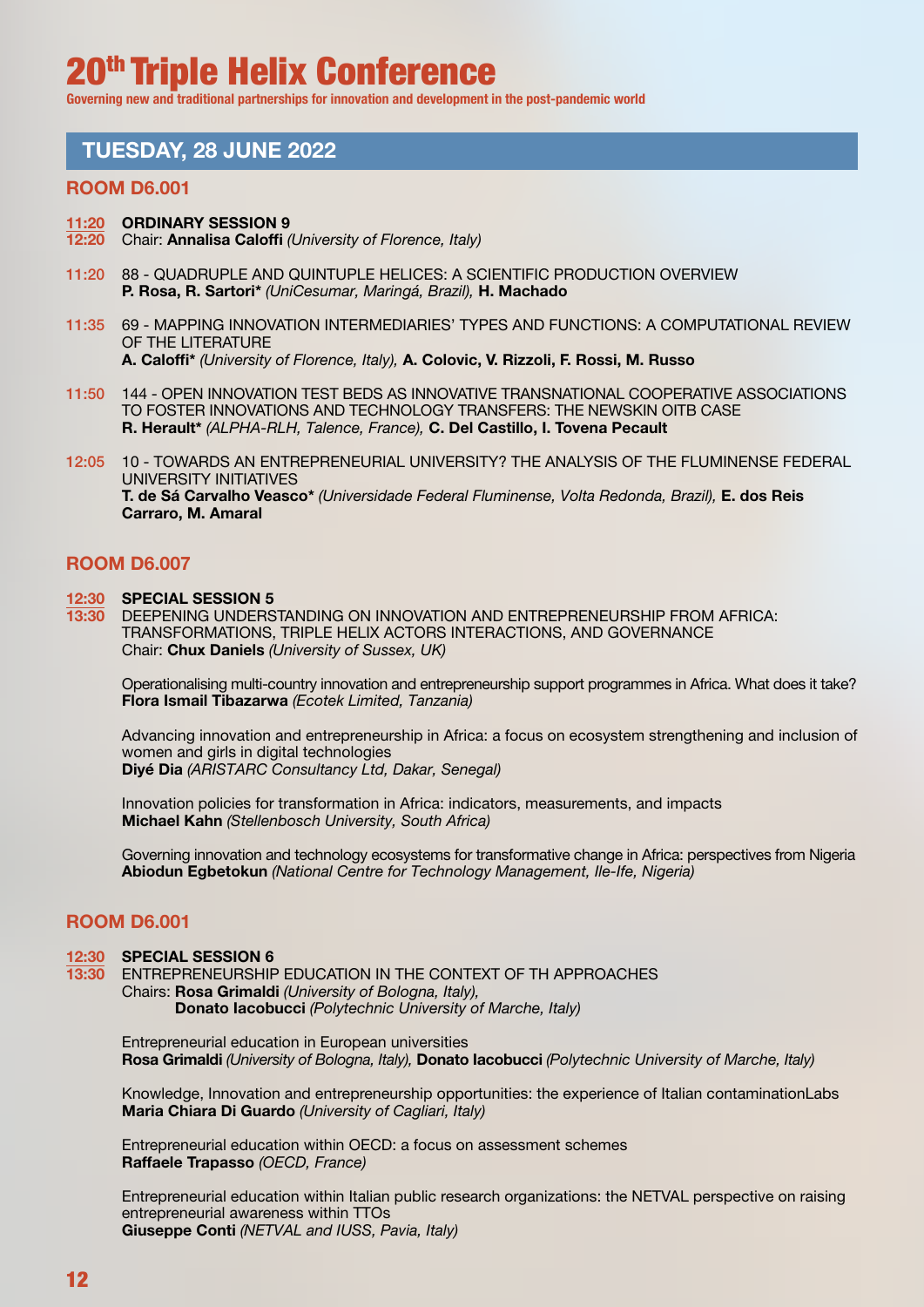# 20th Triple Helix Conference

**Governing new and traditional partnerships for innovation and development in the post-pandemic world**

## TUESDAY, 28 JUNE 2022

### ROOM D6.001

**11:20 – 12:20** **ORDINARY SESSION 9**
Chair: **Annalisa Caloffi** *(University of Florence, Italy)*

**11:20** 88 - QUADRUPLE AND QUINTUPLE HELICES: A SCIENTIFIC PRODUCTION OVERVIEW
**P. Rosa, R. Sartori*** *(UniCesumar, Maringá, Brazil),* **H. Machado**

**11:35** 69 - MAPPING INNOVATION INTERMEDIARIES' TYPES AND FUNCTIONS: A COMPUTATIONAL REVIEW OF THE LITERATURE
**A. Caloffi*** *(University of Florence, Italy),* **A. Colovic, V. Rizzoli, F. Rossi, M. Russo**

**11:50** 144 - OPEN INNOVATION TEST BEDS AS INNOVATIVE TRANSNATIONAL COOPERATIVE ASSOCIATIONS TO FOSTER INNOVATIONS AND TECHNOLOGY TRANSFERS: THE NEWSKIN OITB CASE
**R. Herault*** *(ALPHA-RLH, Talence, France),* **C. Del Castillo, I. Tovena Pecault**

**12:05** 10 - TOWARDS AN ENTREPRENEURIAL UNIVERSITY? THE ANALYSIS OF THE FLUMINENSE FEDERAL UNIVERSITY INITIATIVES
**T. de Sá Carvalho Veasco*** *(Universidade Federal Fluminense, Volta Redonda, Brazil),* **E. dos Reis Carraro, M. Amaral**

### ROOM D6.007

**12:30 – 13:30** **SPECIAL SESSION 5**
DEEPENING UNDERSTANDING ON INNOVATION AND ENTREPRENEURSHIP FROM AFRICA: TRANSFORMATIONS, TRIPLE HELIX ACTORS INTERACTIONS, AND GOVERNANCE
Chair: **Chux Daniels** *(University of Sussex, UK)*

Operationalising multi-country innovation and entrepreneurship support programmes in Africa. What does it take?
**Flora Ismail Tibazarwa** *(Ecotek Limited, Tanzania)*

Advancing innovation and entrepreneurship in Africa: a focus on ecosystem strengthening and inclusion of women and girls in digital technologies
**Diyé Dia** *(ARISTARC Consultancy Ltd, Dakar, Senegal)*

Innovation policies for transformation in Africa: indicators, measurements, and impacts
**Michael Kahn** *(Stellenbosch University, South Africa)*

Governing innovation and technology ecosystems for transformative change in Africa: perspectives from Nigeria
**Abiodun Egbetokun** *(National Centre for Technology Management, Ile-Ife, Nigeria)*

### ROOM D6.001

**12:30 – 13:30** **SPECIAL SESSION 6**
ENTREPRENEURSHIP EDUCATION IN THE CONTEXT OF TH APPROACHES
Chairs: **Rosa Grimaldi** *(University of Bologna, Italy),*
**Donato Iacobucci** *(Polytechnic University of Marche, Italy)*

Entrepreneurial education in European universities
**Rosa Grimaldi** *(University of Bologna, Italy),* **Donato Iacobucci** *(Polytechnic University of Marche, Italy)*

Knowledge, Innovation and entrepreneurship opportunities: the experience of Italian contaminationLabs
**Maria Chiara Di Guardo** *(University of Cagliari, Italy)*

Entrepreneurial education within OECD: a focus on assessment schemes
**Raffaele Trapasso** *(OECD, France)*

Entrepreneurial education within Italian public research organizations: the NETVAL perspective on raising entrepreneurial awareness within TTOs
**Giuseppe Conti** *(NETVAL and IUSS, Pavia, Italy)*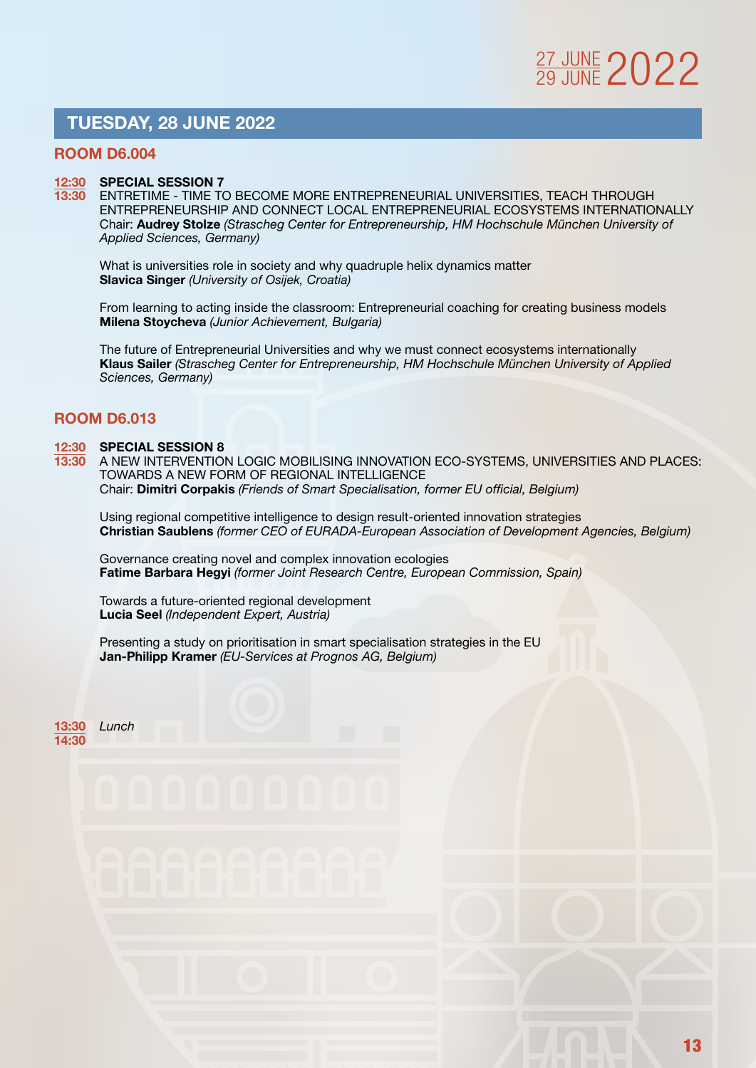## TUESDAY, 28 JUNE 2022

### ROOM D6.004

**12:30 – 13:30** **SPECIAL SESSION 7**

ENTRETIME - TIME TO BECOME MORE ENTREPRENEURIAL UNIVERSITIES, TEACH THROUGH ENTREPRENEURSHIP AND CONNECT LOCAL ENTREPRENEURIAL ECOSYSTEMS INTERNATIONALLY

Chair: **Audrey Stolze** *(Strascheg Center for Entrepreneurship, HM Hochschule München University of Applied Sciences, Germany)*

What is universities role in society and why quadruple helix dynamics matter
**Slavica Singer** *(University of Osijek, Croatia)*

From learning to acting inside the classroom: Entrepreneurial coaching for creating business models
**Milena Stoycheva** *(Junior Achievement, Bulgaria)*

The future of Entrepreneurial Universities and why we must connect ecosystems internationally
**Klaus Sailer** *(Strascheg Center for Entrepreneurship, HM Hochschule München University of Applied Sciences, Germany)*

### ROOM D6.013

**12:30 – 13:30** **SPECIAL SESSION 8**

A NEW INTERVENTION LOGIC MOBILISING INNOVATION ECO-SYSTEMS, UNIVERSITIES AND PLACES: TOWARDS A NEW FORM OF REGIONAL INTELLIGENCE

Chair: **Dimitri Corpakis** *(Friends of Smart Specialisation, former EU official, Belgium)*

Using regional competitive intelligence to design result-oriented innovation strategies
**Christian Saublens** *(former CEO of EURADA-European Association of Development Agencies, Belgium)*

Governance creating novel and complex innovation ecologies
**Fatime Barbara Hegyi** *(former Joint Research Centre, European Commission, Spain)*

Towards a future-oriented regional development
**Lucia Seel** *(Independent Expert, Austria)*

Presenting a study on prioritisation in smart specialisation strategies in the EU
**Jan-Philipp Kramer** *(EU-Services at Prognos AG, Belgium)*

**13:30 – 14:30** *Lunch*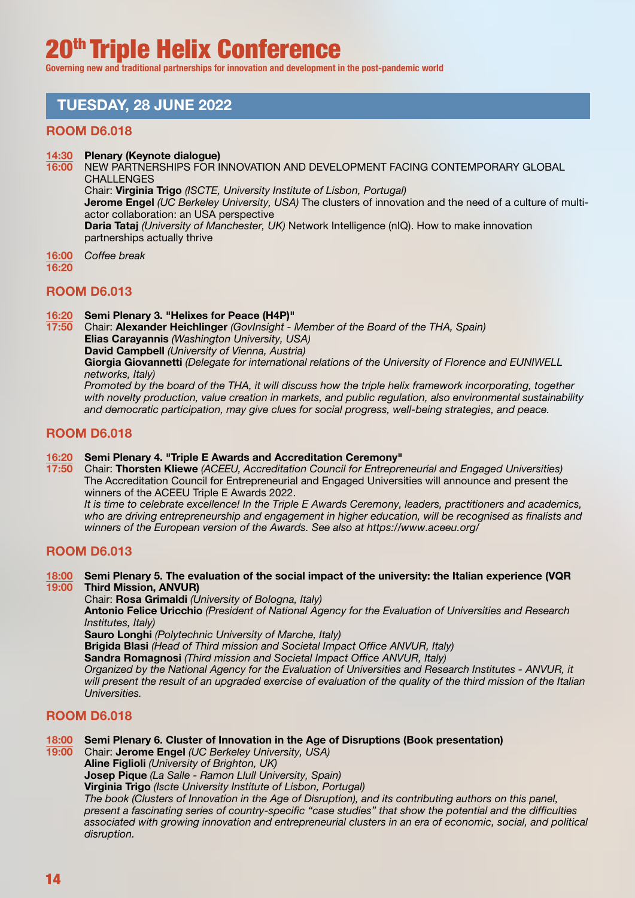# 20th Triple Helix Conference

**Governing new and traditional partnerships for innovation and development in the post-pandemic world**

## TUESDAY, 28 JUNE 2022

### ROOM D6.018

**14:30 – 16:00** **Plenary (Keynote dialogue)**
NEW PARTNERSHIPS FOR INNOVATION AND DEVELOPMENT FACING CONTEMPORARY GLOBAL CHALLENGES
Chair: **Virginia Trigo** *(ISCTE, University Institute of Lisbon, Portugal)*
**Jerome Engel** *(UC Berkeley University, USA)* The clusters of innovation and the need of a culture of multi-actor collaboration: an USA perspective
**Daria Tataj** *(University of Manchester, UK)* Network Intelligence (nIQ). How to make innovation partnerships actually thrive

**16:00 – 16:20** *Coffee break*

### ROOM D6.013

**16:20 – 17:50** **Semi Plenary 3. "Helixes for Peace (H4P)"**
Chair: **Alexander Heichlinger** *(GovInsight - Member of the Board of the THA, Spain)*
**Elias Carayannis** *(Washington University, USA)*
**David Campbell** *(University of Vienna, Austria)*
**Giorgia Giovannetti** *(Delegate for international relations of the University of Florence and EUNIWELL networks, Italy)*
*Promoted by the board of the THA, it will discuss how the triple helix framework incorporating, together with novelty production, value creation in markets, and public regulation, also environmental sustainability and democratic participation, may give clues for social progress, well-being strategies, and peace.*

### ROOM D6.018

**16:20 – 17:50** **Semi Plenary 4. "Triple E Awards and Accreditation Ceremony"**
Chair: **Thorsten Kliewe** *(ACEEU, Accreditation Council for Entrepreneurial and Engaged Universities)*
The Accreditation Council for Entrepreneurial and Engaged Universities will announce and present the winners of the ACEEU Triple E Awards 2022.
*It is time to celebrate excellence! In the Triple E Awards Ceremony, leaders, practitioners and academics, who are driving entrepreneurship and engagement in higher education, will be recognised as finalists and winners of the European version of the Awards. See also at https://www.aceeu.org/*

### ROOM D6.013

**18:00 – 19:00** **Semi Plenary 5. The evaluation of the social impact of the university: the Italian experience (VQR Third Mission, ANVUR)**
Chair: **Rosa Grimaldi** *(University of Bologna, Italy)*
**Antonio Felice Uricchio** *(President of National Agency for the Evaluation of Universities and Research Institutes, Italy)*
**Sauro Longhi** *(Polytechnic University of Marche, Italy)*
**Brigida Blasi** *(Head of Third mission and Societal Impact Office ANVUR, Italy)*
**Sandra Romagnosi** *(Third mission and Societal Impact Office ANVUR, Italy)*
*Organized by the National Agency for the Evaluation of Universities and Research Institutes - ANVUR, it will present the result of an upgraded exercise of evaluation of the quality of the third mission of the Italian Universities.*

### ROOM D6.018

**18:00 – 19:00** **Semi Plenary 6. Cluster of Innovation in the Age of Disruptions (Book presentation)**
Chair: **Jerome Engel** *(UC Berkeley University, USA)*
**Aline Figlioli** *(University of Brighton, UK)*
**Josep Pique** *(La Salle - Ramon Llull University, Spain)*
**Virginia Trigo** *(Iscte University Institute of Lisbon, Portugal)*
*The book (Clusters of Innovation in the Age of Disruption), and its contributing authors on this panel, present a fascinating series of country-specific "case studies" that show the potential and the difficulties associated with growing innovation and entrepreneurial clusters in an era of economic, social, and political disruption.*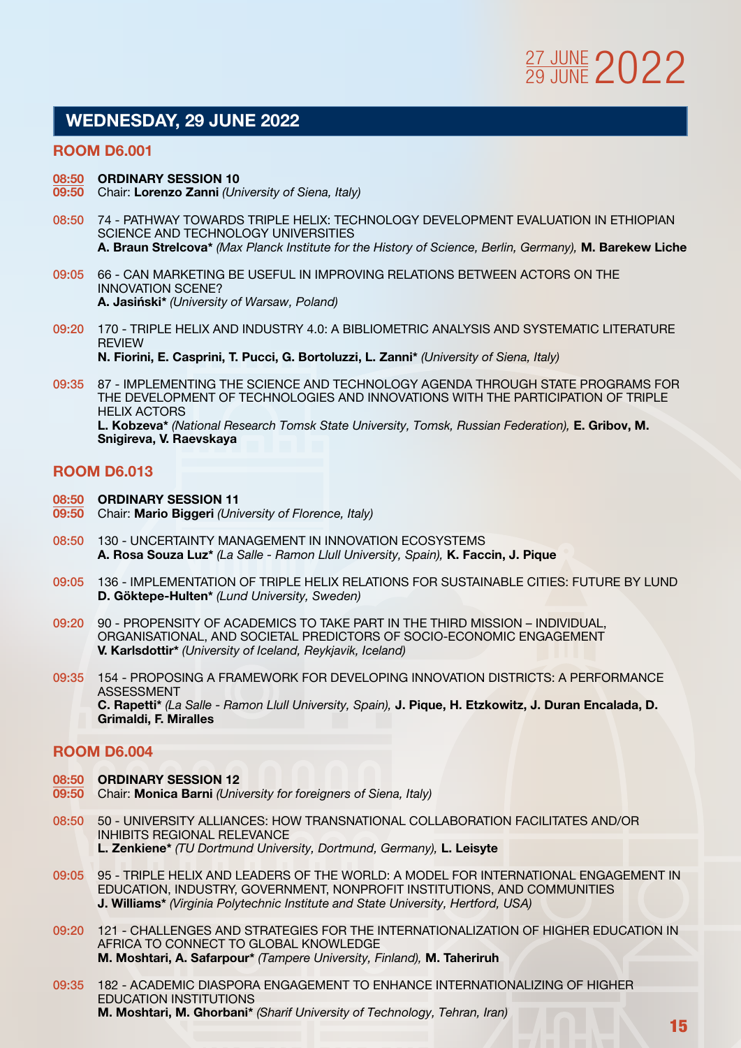## WEDNESDAY, 29 JUNE 2022

### ROOM D6.001

**08:50**
**09:50** **ORDINARY SESSION 10**
Chair: **Lorenzo Zanni** *(University of Siena, Italy)*

08:50 74 - PATHWAY TOWARDS TRIPLE HELIX: TECHNOLOGY DEVELOPMENT EVALUATION IN ETHIOPIAN SCIENCE AND TECHNOLOGY UNIVERSITIES
**A. Braun Strelcova*** *(Max Planck Institute for the History of Science, Berlin, Germany),* **M. Barekew Liche**

09:05 66 - CAN MARKETING BE USEFUL IN IMPROVING RELATIONS BETWEEN ACTORS ON THE INNOVATION SCENE?
**A. Jasiński*** *(University of Warsaw, Poland)*

09:20 170 - TRIPLE HELIX AND INDUSTRY 4.0: A BIBLIOMETRIC ANALYSIS AND SYSTEMATIC LITERATURE REVIEW
**N. Fiorini, E. Casprini, T. Pucci, G. Bortoluzzi, L. Zanni*** *(University of Siena, Italy)*

09:35 87 - IMPLEMENTING THE SCIENCE AND TECHNOLOGY AGENDA THROUGH STATE PROGRAMS FOR THE DEVELOPMENT OF TECHNOLOGIES AND INNOVATIONS WITH THE PARTICIPATION OF TRIPLE HELIX ACTORS
**L. Kobzeva*** *(National Research Tomsk State University, Tomsk, Russian Federation),* **E. Gribov, M. Snigireva, V. Raevskaya**

### ROOM D6.013

**08:50**
**09:50** **ORDINARY SESSION 11**
Chair: **Mario Biggeri** *(University of Florence, Italy)*

08:50 130 - UNCERTAINTY MANAGEMENT IN INNOVATION ECOSYSTEMS
**A. Rosa Souza Luz*** *(La Salle - Ramon Llull University, Spain),* **K. Faccin, J. Pique**

09:05 136 - IMPLEMENTATION OF TRIPLE HELIX RELATIONS FOR SUSTAINABLE CITIES: FUTURE BY LUND
**D. Göktepe-Hulten*** *(Lund University, Sweden)*

09:20 90 - PROPENSITY OF ACADEMICS TO TAKE PART IN THE THIRD MISSION – INDIVIDUAL, ORGANISATIONAL, AND SOCIETAL PREDICTORS OF SOCIO-ECONOMIC ENGAGEMENT
**V. Karlsdottir*** *(University of Iceland, Reykjavik, Iceland)*

09:35 154 - PROPOSING A FRAMEWORK FOR DEVELOPING INNOVATION DISTRICTS: A PERFORMANCE ASSESSMENT
**C. Rapetti*** *(La Salle - Ramon Llull University, Spain),* **J. Pique, H. Etzkowitz, J. Duran Encalada, D. Grimaldi, F. Miralles**

### ROOM D6.004

**08:50**
**09:50** **ORDINARY SESSION 12**
Chair: **Monica Barni** *(University for foreigners of Siena, Italy)*

08:50 50 - UNIVERSITY ALLIANCES: HOW TRANSNATIONAL COLLABORATION FACILITATES AND/OR INHIBITS REGIONAL RELEVANCE
**L. Zenkiene*** *(TU Dortmund University, Dortmund, Germany),* **L. Leisyte**

09:05 95 - TRIPLE HELIX AND LEADERS OF THE WORLD: A MODEL FOR INTERNATIONAL ENGAGEMENT IN EDUCATION, INDUSTRY, GOVERNMENT, NONPROFIT INSTITUTIONS, AND COMMUNITIES
**J. Williams*** *(Virginia Polytechnic Institute and State University, Hertford, USA)*

09:20 121 - CHALLENGES AND STRATEGIES FOR THE INTERNATIONALIZATION OF HIGHER EDUCATION IN AFRICA TO CONNECT TO GLOBAL KNOWLEDGE
**M. Moshtari, A. Safarpour*** *(Tampere University, Finland),* **M. Taheriruh**

09:35 182 - ACADEMIC DIASPORA ENGAGEMENT TO ENHANCE INTERNATIONALIZING OF HIGHER EDUCATION INSTITUTIONS
**M. Moshtari, M. Ghorbani*** *(Sharif University of Technology, Tehran, Iran)*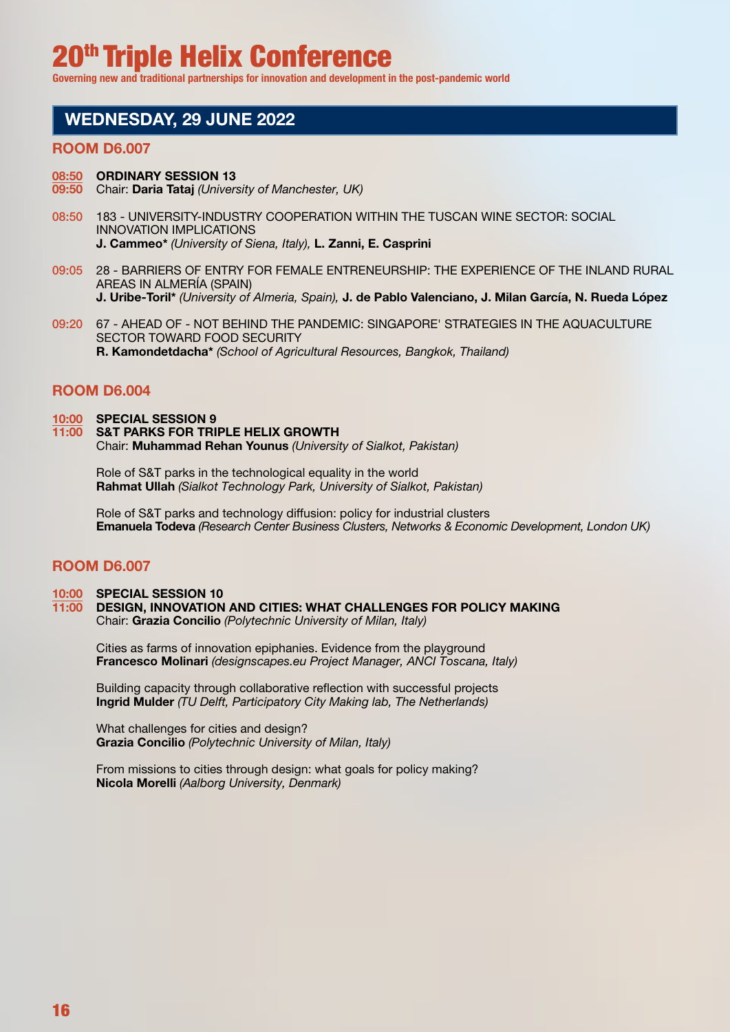# 20th Triple Helix Conference

**Governing new and traditional partnerships for innovation and development in the post-pandemic world**

## WEDNESDAY, 29 JUNE 2022

### ROOM D6.007

**08:50 – 09:50** **ORDINARY SESSION 13**
Chair: **Daria Tataj** *(University of Manchester, UK)*

08:50 183 - UNIVERSITY-INDUSTRY COOPERATION WITHIN THE TUSCAN WINE SECTOR: SOCIAL INNOVATION IMPLICATIONS
**J. Cammeo*** *(University of Siena, Italy),* **L. Zanni, E. Casprini**

09:05 28 - BARRIERS OF ENTRY FOR FEMALE ENTRENEURSHIP: THE EXPERIENCE OF THE INLAND RURAL AREAS IN ALMERÍA (SPAIN)
**J. Uribe-Toril*** *(University of Almeria, Spain),* **J. de Pablo Valenciano, J. Milan García, N. Rueda López**

09:20 67 - AHEAD OF - NOT BEHIND THE PANDEMIC: SINGAPORE' STRATEGIES IN THE AQUACULTURE SECTOR TOWARD FOOD SECURITY
**R. Kamondetdacha*** *(School of Agricultural Resources, Bangkok, Thailand)*

### ROOM D6.004

**10:00 – 11:00** **SPECIAL SESSION 9**
**S&T PARKS FOR TRIPLE HELIX GROWTH**
Chair: **Muhammad Rehan Younus** *(University of Sialkot, Pakistan)*

Role of S&T parks in the technological equality in the world
**Rahmat Ullah** *(Sialkot Technology Park, University of Sialkot, Pakistan)*

Role of S&T parks and technology diffusion: policy for industrial clusters
**Emanuela Todeva** *(Research Center Business Clusters, Networks & Economic Development, London UK)*

### ROOM D6.007

**10:00 – 11:00** **SPECIAL SESSION 10**
**DESIGN, INNOVATION AND CITIES: WHAT CHALLENGES FOR POLICY MAKING**
Chair: **Grazia Concilio** *(Polytechnic University of Milan, Italy)*

Cities as farms of innovation epiphanies. Evidence from the playground
**Francesco Molinari** *(designscapes.eu Project Manager, ANCI Toscana, Italy)*

Building capacity through collaborative reflection with successful projects
**Ingrid Mulder** *(TU Delft, Participatory City Making lab, The Netherlands)*

What challenges for cities and design?
**Grazia Concilio** *(Polytechnic University of Milan, Italy)*

From missions to cities through design: what goals for policy making?
**Nicola Morelli** *(Aalborg University, Denmark)*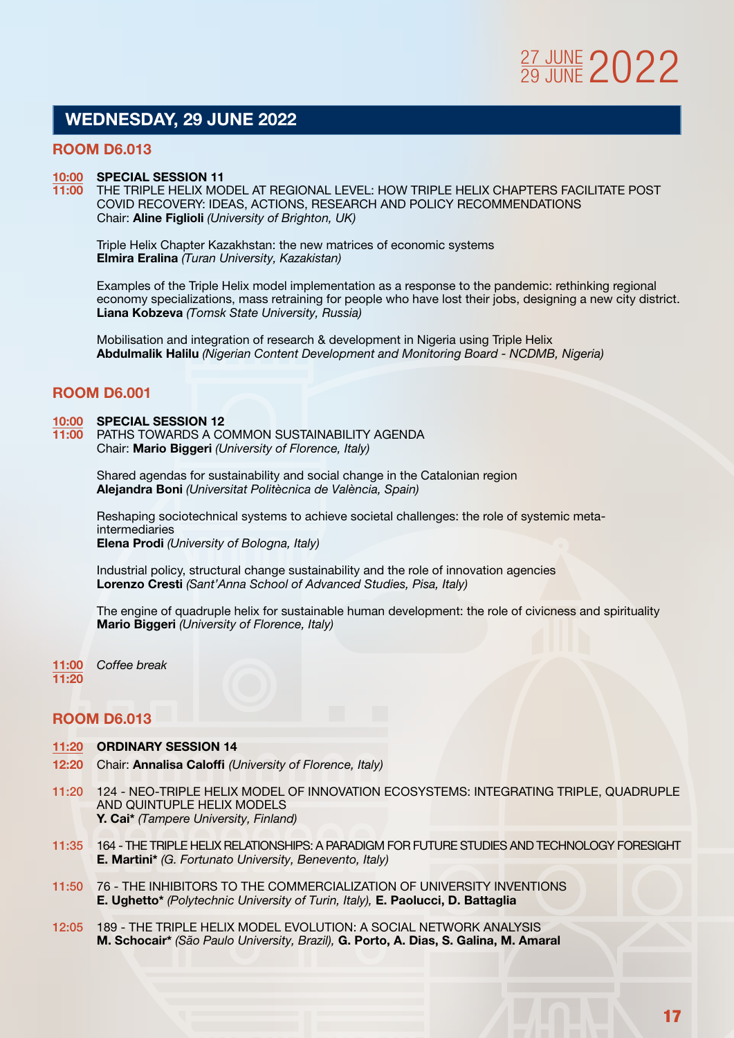## WEDNESDAY, 29 JUNE 2022

### ROOM D6.013

**10:00**
**11:00** **SPECIAL SESSION 11**
THE TRIPLE HELIX MODEL AT REGIONAL LEVEL: HOW TRIPLE HELIX CHAPTERS FACILITATE POST COVID RECOVERY: IDEAS, ACTIONS, RESEARCH AND POLICY RECOMMENDATIONS
Chair: **Aline Figlioli** *(University of Brighton, UK)*

Triple Helix Chapter Kazakhstan: the new matrices of economic systems
**Elmira Eralina** *(Turan University, Kazakistan)*

Examples of the Triple Helix model implementation as a response to the pandemic: rethinking regional economy specializations, mass retraining for people who have lost their jobs, designing a new city district.
**Liana Kobzeva** *(Tomsk State University, Russia)*

Mobilisation and integration of research & development in Nigeria using Triple Helix
**Abdulmalik Halilu** *(Nigerian Content Development and Monitoring Board - NCDMB, Nigeria)*

### ROOM D6.001

**10:00**
**11:00** **SPECIAL SESSION 12**
PATHS TOWARDS A COMMON SUSTAINABILITY AGENDA
Chair: **Mario Biggeri** *(University of Florence, Italy)*

Shared agendas for sustainability and social change in the Catalonian region
**Alejandra Boni** *(Universitat Politècnica de València, Spain)*

Reshaping sociotechnical systems to achieve societal challenges: the role of systemic meta-intermediaries
**Elena Prodi** *(University of Bologna, Italy)*

Industrial policy, structural change sustainability and the role of innovation agencies
**Lorenzo Cresti** *(Sant'Anna School of Advanced Studies, Pisa, Italy)*

The engine of quadruple helix for sustainable human development: the role of civicness and spirituality
**Mario Biggeri** *(University of Florence, Italy)*

**11:00**
**11:20** *Coffee break*

### ROOM D6.013

**11:20**
**12:20** **ORDINARY SESSION 14**
Chair: **Annalisa Caloffi** *(University of Florence, Italy)*

**11:20** 124 - NEO-TRIPLE HELIX MODEL OF INNOVATION ECOSYSTEMS: INTEGRATING TRIPLE, QUADRUPLE AND QUINTUPLE HELIX MODELS
**Y. Cai*** *(Tampere University, Finland)*

**11:35** 164 - THE TRIPLE HELIX RELATIONSHIPS: A PARADIGM FOR FUTURE STUDIES AND TECHNOLOGY FORESIGHT
**E. Martini*** *(G. Fortunato University, Benevento, Italy)*

**11:50** 76 - THE INHIBITORS TO THE COMMERCIALIZATION OF UNIVERSITY INVENTIONS
**E. Ughetto*** *(Polytechnic University of Turin, Italy),* **E. Paolucci, D. Battaglia**

**12:05** 189 - THE TRIPLE HELIX MODEL EVOLUTION: A SOCIAL NETWORK ANALYSIS
**M. Schocair*** *(São Paulo University, Brazil),* **G. Porto, A. Dias, S. Galina, M. Amaral**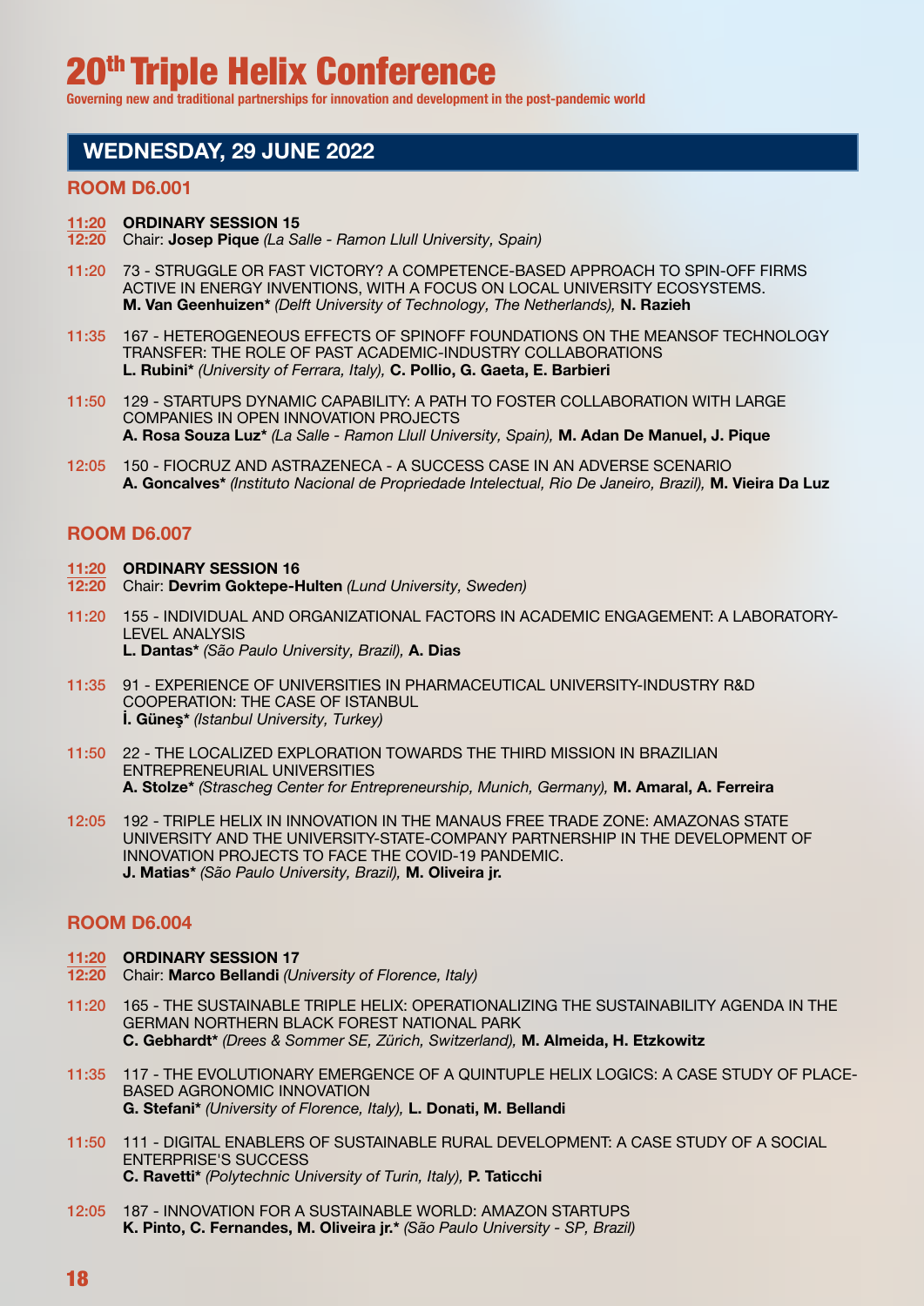# 20th Triple Helix Conference

**Governing new and traditional partnerships for innovation and development in the post-pandemic world**

## WEDNESDAY, 29 JUNE 2022

### ROOM D6.001

**11:20 – 12:20** **ORDINARY SESSION 15**
Chair: **Josep Pique** *(La Salle - Ramon Llull University, Spain)*

**11:20** 73 - STRUGGLE OR FAST VICTORY? A COMPETENCE-BASED APPROACH TO SPIN-OFF FIRMS ACTIVE IN ENERGY INVENTIONS, WITH A FOCUS ON LOCAL UNIVERSITY ECOSYSTEMS.
**M. Van Geenhuizen*** *(Delft University of Technology, The Netherlands),* **N. Razieh**

**11:35** 167 - HETEROGENEOUS EFFECTS OF SPINOFF FOUNDATIONS ON THE MEANSOF TECHNOLOGY TRANSFER: THE ROLE OF PAST ACADEMIC-INDUSTRY COLLABORATIONS
**L. Rubini*** *(University of Ferrara, Italy),* **C. Pollio, G. Gaeta, E. Barbieri**

**11:50** 129 - STARTUPS DYNAMIC CAPABILITY: A PATH TO FOSTER COLLABORATION WITH LARGE COMPANIES IN OPEN INNOVATION PROJECTS
**A. Rosa Souza Luz*** *(La Salle - Ramon Llull University, Spain),* **M. Adan De Manuel, J. Pique**

**12:05** 150 - FIOCRUZ AND ASTRAZENECA - A SUCCESS CASE IN AN ADVERSE SCENARIO
**A. Goncalves*** *(Instituto Nacional de Propriedade Intelectual, Rio De Janeiro, Brazil),* **M. Vieira Da Luz**

### ROOM D6.007

**11:20 – 12:20** **ORDINARY SESSION 16**
Chair: **Devrim Goktepe-Hulten** *(Lund University, Sweden)*

**11:20** 155 - INDIVIDUAL AND ORGANIZATIONAL FACTORS IN ACADEMIC ENGAGEMENT: A LABORATORY-LEVEL ANALYSIS
**L. Dantas*** *(São Paulo University, Brazil),* **A. Dias**

**11:35** 91 - EXPERIENCE OF UNIVERSITIES IN PHARMACEUTICAL UNIVERSITY-INDUSTRY R&D COOPERATION: THE CASE OF ISTANBUL
**İ. Güneş*** *(Istanbul University, Turkey)*

**11:50** 22 - THE LOCALIZED EXPLORATION TOWARDS THE THIRD MISSION IN BRAZILIAN ENTREPRENEURIAL UNIVERSITIES
**A. Stolze*** *(Strascheg Center for Entrepreneurship, Munich, Germany),* **M. Amaral, A. Ferreira**

**12:05** 192 - TRIPLE HELIX IN INNOVATION IN THE MANAUS FREE TRADE ZONE: AMAZONAS STATE UNIVERSITY AND THE UNIVERSITY-STATE-COMPANY PARTNERSHIP IN THE DEVELOPMENT OF INNOVATION PROJECTS TO FACE THE COVID-19 PANDEMIC.
**J. Matias*** *(São Paulo University, Brazil),* **M. Oliveira jr.**

### ROOM D6.004

**11:20 – 12:20** **ORDINARY SESSION 17**
Chair: **Marco Bellandi** *(University of Florence, Italy)*

**11:20** 165 - THE SUSTAINABLE TRIPLE HELIX: OPERATIONALIZING THE SUSTAINABILITY AGENDA IN THE GERMAN NORTHERN BLACK FOREST NATIONAL PARK
**C. Gebhardt*** *(Drees & Sommer SE, Zürich, Switzerland),* **M. Almeida, H. Etzkowitz**

**11:35** 117 - THE EVOLUTIONARY EMERGENCE OF A QUINTUPLE HELIX LOGICS: A CASE STUDY OF PLACE-BASED AGRONOMIC INNOVATION
**G. Stefani*** *(University of Florence, Italy),* **L. Donati, M. Bellandi**

**11:50** 111 - DIGITAL ENABLERS OF SUSTAINABLE RURAL DEVELOPMENT: A CASE STUDY OF A SOCIAL ENTERPRISE'S SUCCESS
**C. Ravetti*** *(Polytechnic University of Turin, Italy),* **P. Taticchi**

**12:05** 187 - INNOVATION FOR A SUSTAINABLE WORLD: AMAZON STARTUPS
**K. Pinto, C. Fernandes, M. Oliveira jr.*** *(São Paulo University - SP, Brazil)*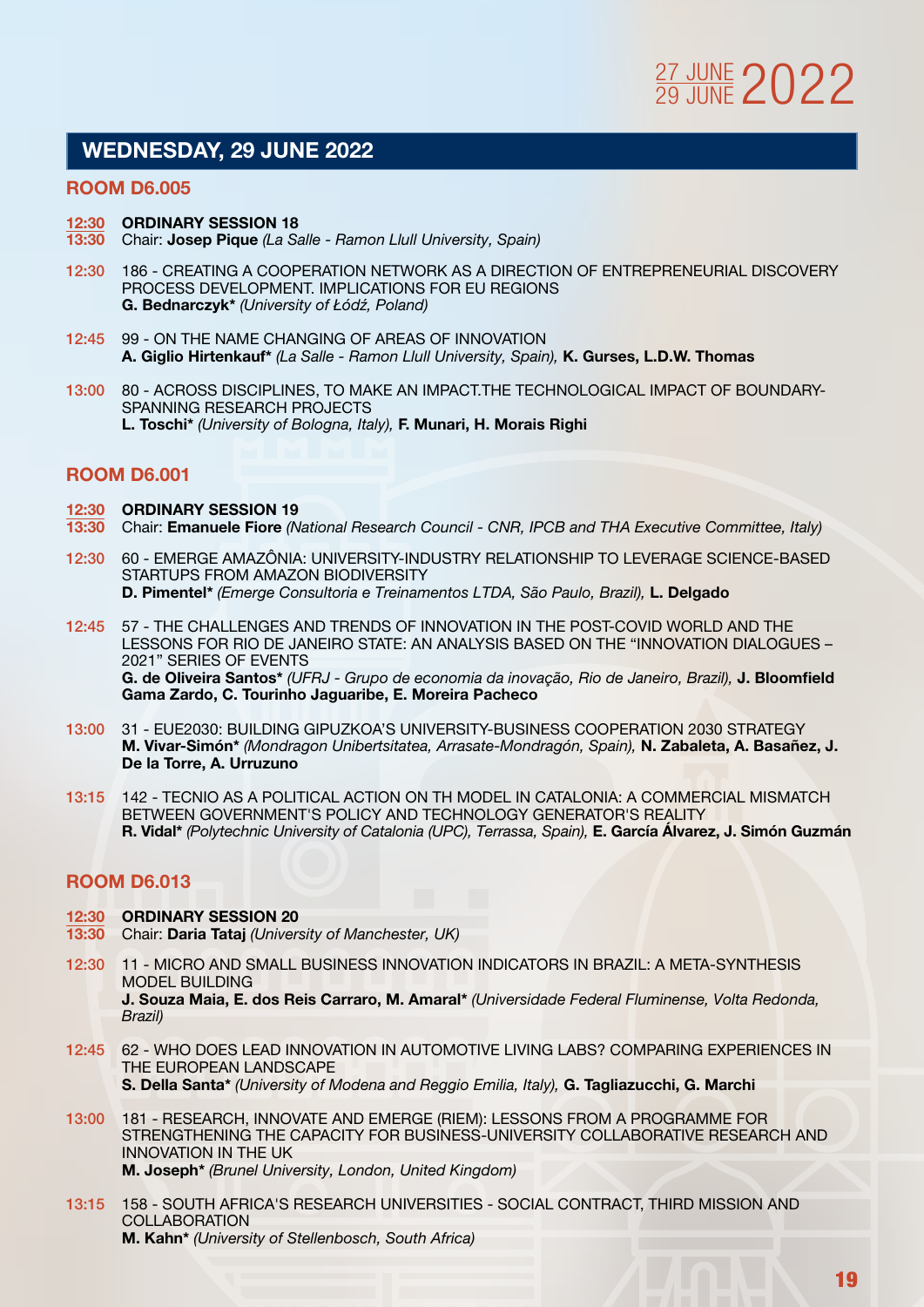## WEDNESDAY, 29 JUNE 2022

### ROOM D6.005

**12:30 – 13:30** **ORDINARY SESSION 18**
Chair: **Josep Pique** *(La Salle - Ramon Llull University, Spain)*

**12:30** 186 - CREATING A COOPERATION NETWORK AS A DIRECTION OF ENTREPRENEURIAL DISCOVERY PROCESS DEVELOPMENT. IMPLICATIONS FOR EU REGIONS
**G. Bednarczyk*** *(University of Łódź, Poland)*

**12:45** 99 - ON THE NAME CHANGING OF AREAS OF INNOVATION
**A. Giglio Hirtenkauf*** *(La Salle - Ramon Llull University, Spain),* **K. Gurses, L.D.W. Thomas**

**13:00** 80 - ACROSS DISCIPLINES, TO MAKE AN IMPACT.THE TECHNOLOGICAL IMPACT OF BOUNDARY-SPANNING RESEARCH PROJECTS
**L. Toschi*** *(University of Bologna, Italy),* **F. Munari, H. Morais Righi**

### ROOM D6.001

**12:30 – 13:30** **ORDINARY SESSION 19**
Chair: **Emanuele Fiore** *(National Research Council - CNR, IPCB and THA Executive Committee, Italy)*

**12:30** 60 - EMERGE AMAZÔNIA: UNIVERSITY-INDUSTRY RELATIONSHIP TO LEVERAGE SCIENCE-BASED STARTUPS FROM AMAZON BIODIVERSITY
**D. Pimentel*** *(Emerge Consultoria e Treinamentos LTDA, São Paulo, Brazil),* **L. Delgado**

**12:45** 57 - THE CHALLENGES AND TRENDS OF INNOVATION IN THE POST-COVID WORLD AND THE LESSONS FOR RIO DE JANEIRO STATE: AN ANALYSIS BASED ON THE "INNOVATION DIALOGUES – 2021" SERIES OF EVENTS
**G. de Oliveira Santos*** *(UFRJ - Grupo de economia da inovação, Rio de Janeiro, Brazil),* **J. Bloomfield Gama Zardo, C. Tourinho Jaguaribe, E. Moreira Pacheco**

**13:00** 31 - EUE2030: BUILDING GIPUZKOA'S UNIVERSITY-BUSINESS COOPERATION 2030 STRATEGY
**M. Vivar-Simón*** *(Mondragon Unibertsitatea, Arrasate-Mondragón, Spain),* **N. Zabaleta, A. Basañez, J. De la Torre, A. Urruzuno**

**13:15** 142 - TECNIO AS A POLITICAL ACTION ON TH MODEL IN CATALONIA: A COMMERCIAL MISMATCH BETWEEN GOVERNMENT'S POLICY AND TECHNOLOGY GENERATOR'S REALITY
**R. Vidal*** *(Polytechnic University of Catalonia (UPC), Terrassa, Spain),* **E. García Álvarez, J. Simón Guzmán**

### ROOM D6.013

**12:30 – 13:30** **ORDINARY SESSION 20**
Chair: **Daria Tataj** *(University of Manchester, UK)*

**12:30** 11 - MICRO AND SMALL BUSINESS INNOVATION INDICATORS IN BRAZIL: A META-SYNTHESIS MODEL BUILDING
**J. Souza Maia, E. dos Reis Carraro, M. Amaral*** *(Universidade Federal Fluminense, Volta Redonda, Brazil)*

**12:45** 62 - WHO DOES LEAD INNOVATION IN AUTOMOTIVE LIVING LABS? COMPARING EXPERIENCES IN THE EUROPEAN LANDSCAPE
**S. Della Santa*** *(University of Modena and Reggio Emilia, Italy),* **G. Tagliazucchi, G. Marchi**

**13:00** 181 - RESEARCH, INNOVATE AND EMERGE (RIEM): LESSONS FROM A PROGRAMME FOR STRENGTHENING THE CAPACITY FOR BUSINESS-UNIVERSITY COLLABORATIVE RESEARCH AND INNOVATION IN THE UK
**M. Joseph*** *(Brunel University, London, United Kingdom)*

**13:15** 158 - SOUTH AFRICA'S RESEARCH UNIVERSITIES - SOCIAL CONTRACT, THIRD MISSION AND COLLABORATION
**M. Kahn*** *(University of Stellenbosch, South Africa)*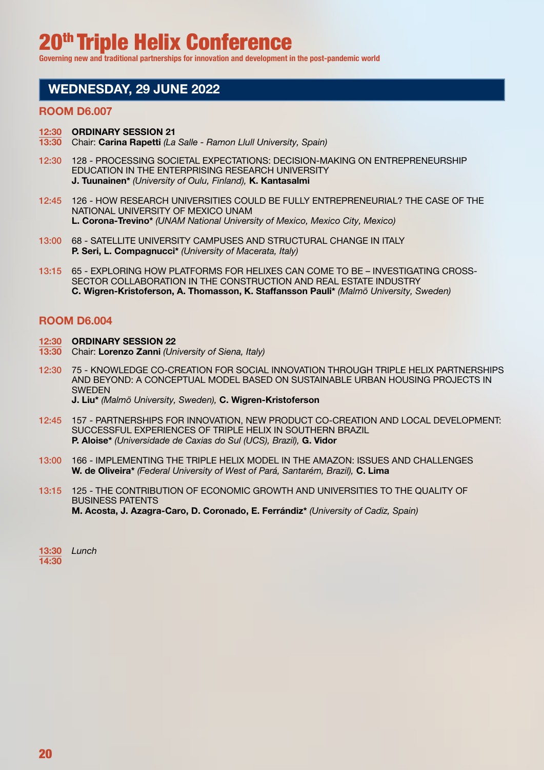# 20th Triple Helix Conference

**Governing new and traditional partnerships for innovation and development in the post-pandemic world**

## WEDNESDAY, 29 JUNE 2022

### ROOM D6.007

**12:30 – 13:30** **ORDINARY SESSION 21**
Chair: **Carina Rapetti** *(La Salle - Ramon Llull University, Spain)*

**12:30** 128 - PROCESSING SOCIETAL EXPECTATIONS: DECISION-MAKING ON ENTREPRENEURSHIP EDUCATION IN THE ENTERPRISING RESEARCH UNIVERSITY
**J. Tuunainen*** *(University of Oulu, Finland),* **K. Kantasalmi**

**12:45** 126 - HOW RESEARCH UNIVERSITIES COULD BE FULLY ENTREPRENEURIAL? THE CASE OF THE NATIONAL UNIVERSITY OF MEXICO UNAM
**L. Corona-Trevino*** *(UNAM National University of Mexico, Mexico City, Mexico)*

**13:00** 68 - SATELLITE UNIVERSITY CAMPUSES AND STRUCTURAL CHANGE IN ITALY
**P. Seri, L. Compagnucci*** *(University of Macerata, Italy)*

**13:15** 65 - EXPLORING HOW PLATFORMS FOR HELIXES CAN COME TO BE – INVESTIGATING CROSS-SECTOR COLLABORATION IN THE CONSTRUCTION AND REAL ESTATE INDUSTRY
**C. Wigren-Kristoferson, A. Thomasson, K. Staffansson Pauli*** *(Malmö University, Sweden)*

### ROOM D6.004

**12:30 – 13:30** **ORDINARY SESSION 22**
Chair: **Lorenzo Zanni** *(University of Siena, Italy)*

**12:30** 75 - KNOWLEDGE CO-CREATION FOR SOCIAL INNOVATION THROUGH TRIPLE HELIX PARTNERSHIPS AND BEYOND: A CONCEPTUAL MODEL BASED ON SUSTAINABLE URBAN HOUSING PROJECTS IN SWEDEN
**J. Liu*** *(Malmö University, Sweden),* **C. Wigren-Kristoferson**

**12:45** 157 - PARTNERSHIPS FOR INNOVATION, NEW PRODUCT CO-CREATION AND LOCAL DEVELOPMENT: SUCCESSFUL EXPERIENCES OF TRIPLE HELIX IN SOUTHERN BRAZIL
**P. Aloise*** *(Universidade de Caxias do Sul (UCS), Brazil),* **G. Vidor**

**13:00** 166 - IMPLEMENTING THE TRIPLE HELIX MODEL IN THE AMAZON: ISSUES AND CHALLENGES
**W. de Oliveira*** *(Federal University of West of Pará, Santarém, Brazil),* **C. Lima**

**13:15** 125 - THE CONTRIBUTION OF ECONOMIC GROWTH AND UNIVERSITIES TO THE QUALITY OF BUSINESS PATENTS
**M. Acosta, J. Azagra-Caro, D. Coronado, E. Ferrándiz*** *(University of Cadiz, Spain)*

**13:30 – 14:30** *Lunch*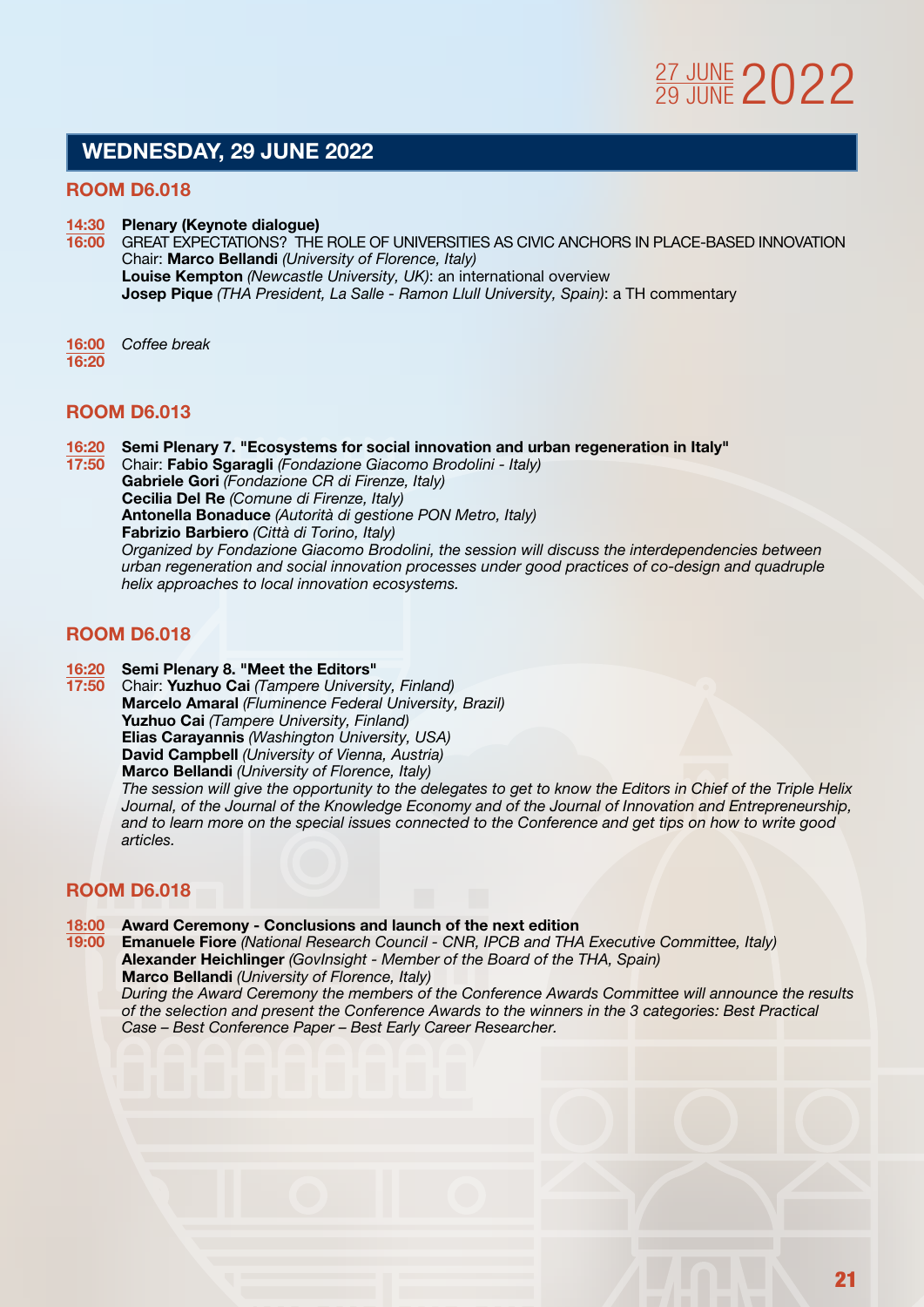## WEDNESDAY, 29 JUNE 2022

### ROOM D6.018

**14:30**
**16:00**

**Plenary (Keynote dialogue)**
GREAT EXPECTATIONS? THE ROLE OF UNIVERSITIES AS CIVIC ANCHORS IN PLACE-BASED INNOVATION
Chair: **Marco Bellandi** *(University of Florence, Italy)*
**Louise Kempton** *(Newcastle University, UK)*: an international overview
**Josep Pique** *(THA President, La Salle - Ramon Llull University, Spain)*: a TH commentary

**16:00**
**16:20**

*Coffee break*

### ROOM D6.013

**16:20**
**17:50**

**Semi Plenary 7. "Ecosystems for social innovation and urban regeneration in Italy"**
Chair: **Fabio Sgaragli** *(Fondazione Giacomo Brodolini - Italy)*
**Gabriele Gori** *(Fondazione CR di Firenze, Italy)*
**Cecilia Del Re** *(Comune di Firenze, Italy)*
**Antonella Bonaduce** *(Autorità di gestione PON Metro, Italy)*
**Fabrizio Barbiero** *(Città di Torino, Italy)*
*Organized by Fondazione Giacomo Brodolini, the session will discuss the interdependencies between urban regeneration and social innovation processes under good practices of co-design and quadruple helix approaches to local innovation ecosystems.*

### ROOM D6.018

**16:20**
**17:50**

**Semi Plenary 8. "Meet the Editors"**
Chair: **Yuzhuo Cai** *(Tampere University, Finland)*
**Marcelo Amaral** *(Fluminence Federal University, Brazil)*
**Yuzhuo Cai** *(Tampere University, Finland)*
**Elias Carayannis** *(Washington University, USA)*
**David Campbell** *(University of Vienna, Austria)*
**Marco Bellandi** *(University of Florence, Italy)*
*The session will give the opportunity to the delegates to get to know the Editors in Chief of the Triple Helix Journal, of the Journal of the Knowledge Economy and of the Journal of Innovation and Entrepreneurship, and to learn more on the special issues connected to the Conference and get tips on how to write good articles.*

### ROOM D6.018

**18:00**
**19:00**

**Award Ceremony - Conclusions and launch of the next edition**
**Emanuele Fiore** *(National Research Council - CNR, IPCB and THA Executive Committee, Italy)*
**Alexander Heichlinger** *(GovInsight - Member of the Board of the THA, Spain)*
**Marco Bellandi** *(University of Florence, Italy)*
*During the Award Ceremony the members of the Conference Awards Committee will announce the results of the selection and present the Conference Awards to the winners in the 3 categories: Best Practical Case – Best Conference Paper – Best Early Career Researcher.*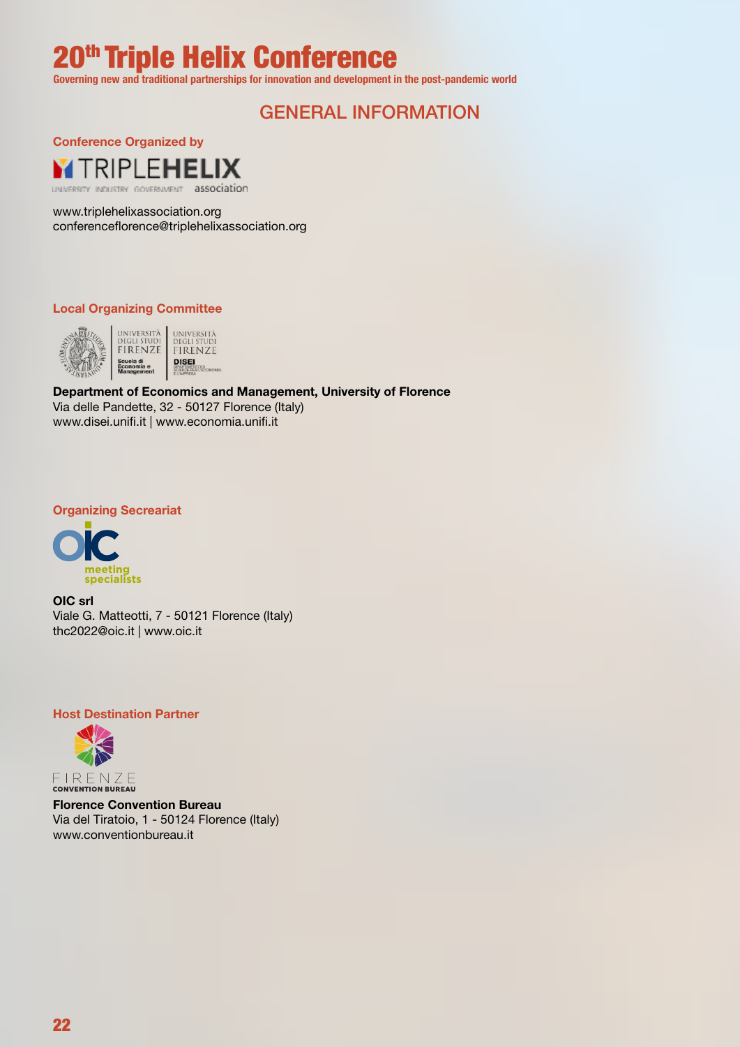# 20th Triple Helix Conference

**Governing new and traditional partnerships for innovation and development in the post-pandemic world**

## GENERAL INFORMATION

### Conference Organized by

TRIPLEHELIX association – UNIVERSITY INDUSTRY GOVERNMENT

www.triplehelixassociation.org
conferenceflorence@triplehelixassociation.org

### Local Organizing Committee

**Department of Economics and Management, University of Florence**
Via delle Pandette, 32 - 50127 Florence (Italy)
www.disei.unifi.it | www.economia.unifi.it

### Organizing Secreariat

**OIC srl**
Viale G. Matteotti, 7 - 50121 Florence (Italy)
thc2022@oic.it | www.oic.it

### Host Destination Partner

**Florence Convention Bureau**
Via del Tiratoio, 1 - 50124 Florence (Italy)
www.conventionbureau.it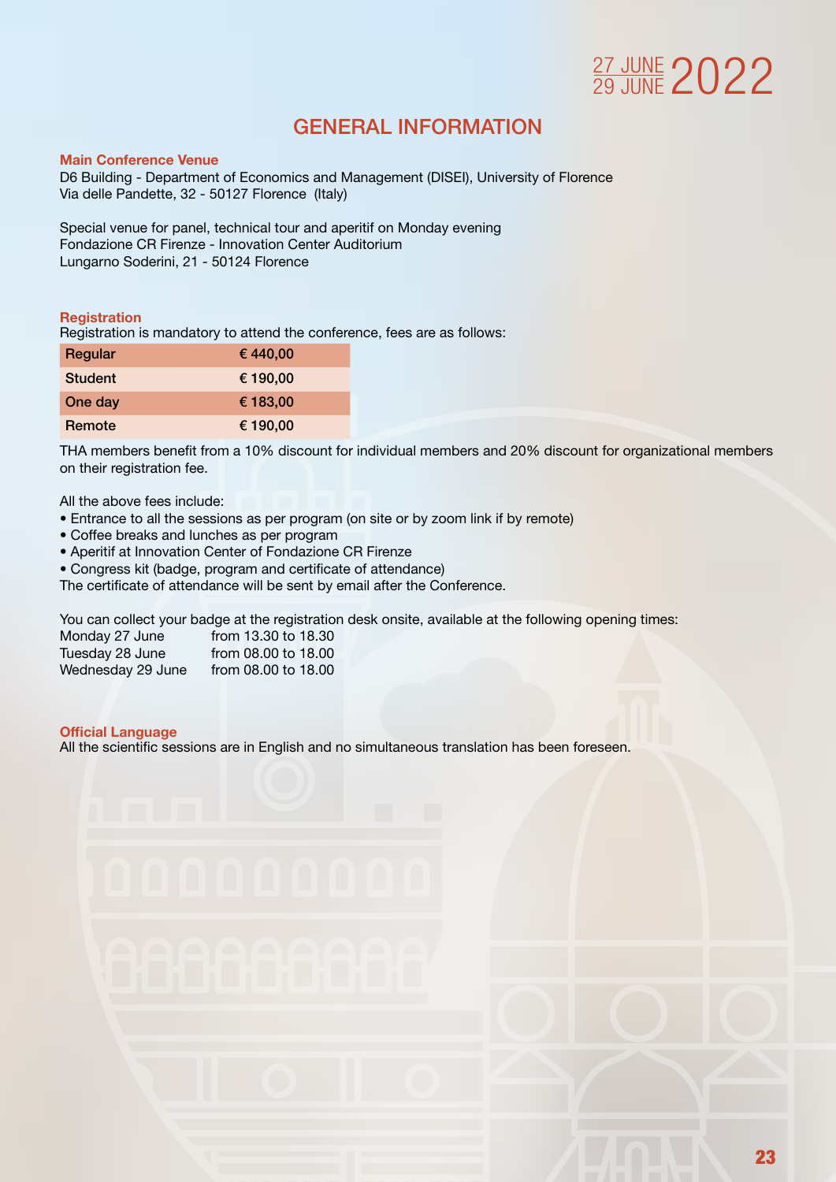# GENERAL INFORMATION

### Main Conference Venue

D6 Building - Department of Economics and Management (DISEI), University of Florence
Via delle Pandette, 32 - 50127 Florence (Italy)

Special venue for panel, technical tour and aperitif on Monday evening
Fondazione CR Firenze - Innovation Center Auditorium
Lungarno Soderini, 21 - 50124 Florence

### Registration

Registration is mandatory to attend the conference, fees are as follows:

| Type | Fee |
| --- | --- |
| Regular | € 440,00 |
| Student | € 190,00 |
| One day | € 183,00 |
| Remote | € 190,00 |

THA members benefit from a 10% discount for individual members and 20% discount for organizational members on their registration fee.

All the above fees include:

- Entrance to all the sessions as per program (on site or by zoom link if by remote)
- Coffee breaks and lunches as per program
- Aperitif at Innovation Center of Fondazione CR Firenze
- Congress kit (badge, program and certificate of attendance)

The certificate of attendance will be sent by email after the Conference.

You can collect your badge at the registration desk onsite, available at the following opening times:

| Day | Opening times |
| --- | --- |
| Monday 27 June | from 13.30 to 18.30 |
| Tuesday 28 June | from 08.00 to 18.00 |
| Wednesday 29 June | from 08.00 to 18.00 |

### Official Language

All the scientific sessions are in English and no simultaneous translation has been foreseen.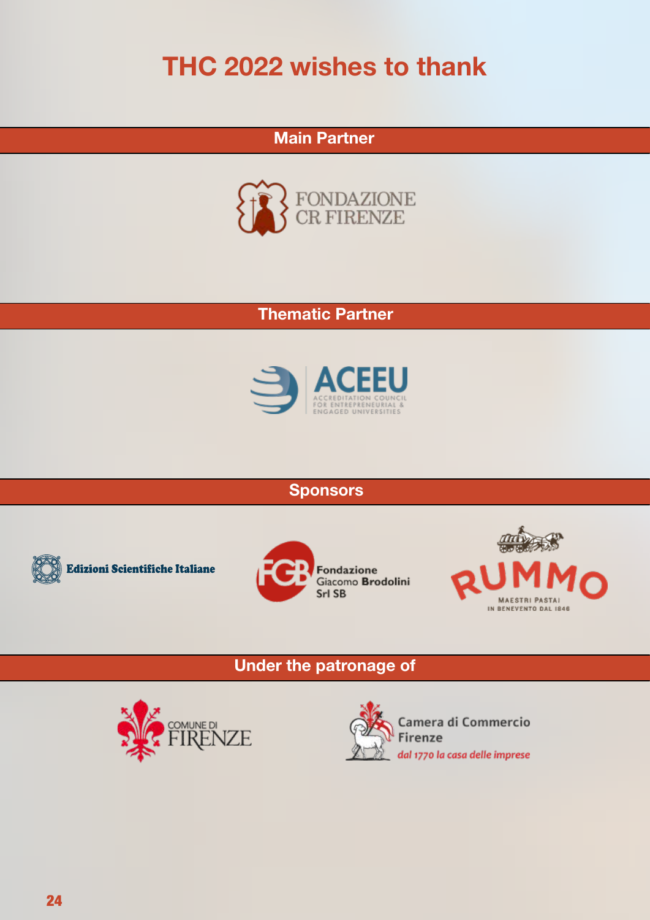# THC 2022 wishes to thank

## Main Partner

FONDAZIONE CR FIRENZE

## Thematic Partner

ACEEU
ACCREDITATION COUNCIL FOR ENTREPRENEURIAL & ENGAGED UNIVERSITIES

## Sponsors

Edizioni Scientifiche Italiane

FGB Fondazione Giacomo Brodolini Srl SB

RUMMO
MAESTRI PASTAI IN BENEVENTO DAL 1846

## Under the patronage of

COMUNE DI FIRENZE

Camera di Commercio Firenze
*dal 1770 la casa delle imprese*